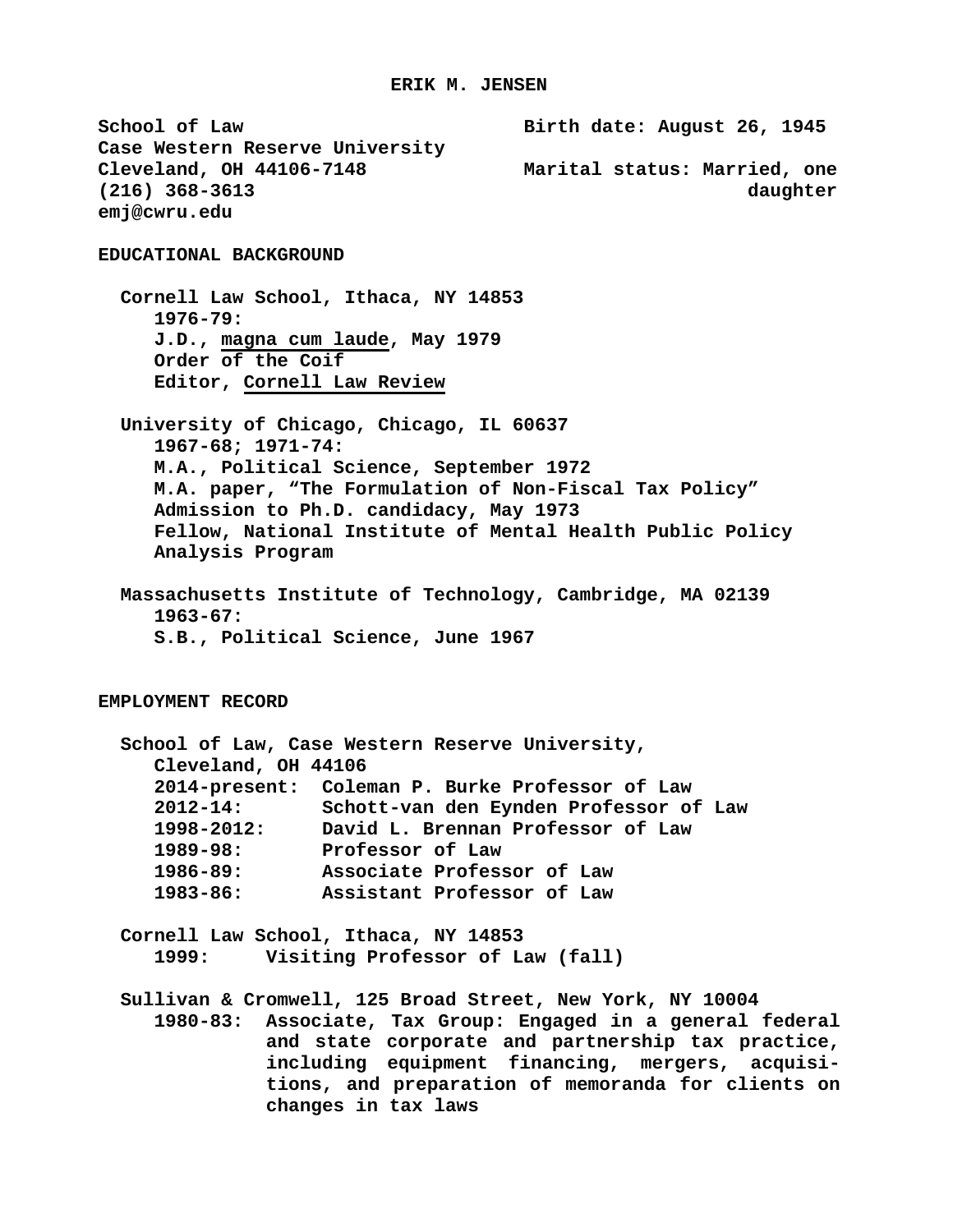# ERIK M. JENSEN

School of Law
Case Western Reserve University
Cleveland, OH 44106-7148
(216) 368-3613
emj@cwru.edu

Birth date: August 26, 1945

Marital status: Married, one daughter

## EDUCATIONAL BACKGROUND

**Cornell Law School, Ithaca, NY 14853**
1976-79:
J.D., magna cum laude, May 1979
Order of the Coif
Editor, Cornell Law Review

**University of Chicago, Chicago, IL 60637**
1967-68; 1971-74:
M.A., Political Science, September 1972
M.A. paper, "The Formulation of Non-Fiscal Tax Policy"
Admission to Ph.D. candidacy, May 1973
Fellow, National Institute of Mental Health Public Policy Analysis Program

**Massachusetts Institute of Technology, Cambridge, MA 02139**
1963-67:
S.B., Political Science, June 1967

## EMPLOYMENT RECORD

**School of Law, Case Western Reserve University, Cleveland, OH 44106**
2014-present: Coleman P. Burke Professor of Law
2012-14: Schott-van den Eynden Professor of Law
1998-2012: David L. Brennan Professor of Law
1989-98: Professor of Law
1986-89: Associate Professor of Law
1983-86: Assistant Professor of Law

**Cornell Law School, Ithaca, NY 14853**
1999: Visiting Professor of Law (fall)

**Sullivan & Cromwell, 125 Broad Street, New York, NY 10004**
1980-83: Associate, Tax Group: Engaged in a general federal and state corporate and partnership tax practice, including equipment financing, mergers, acquisitions, and preparation of memoranda for clients on changes in tax laws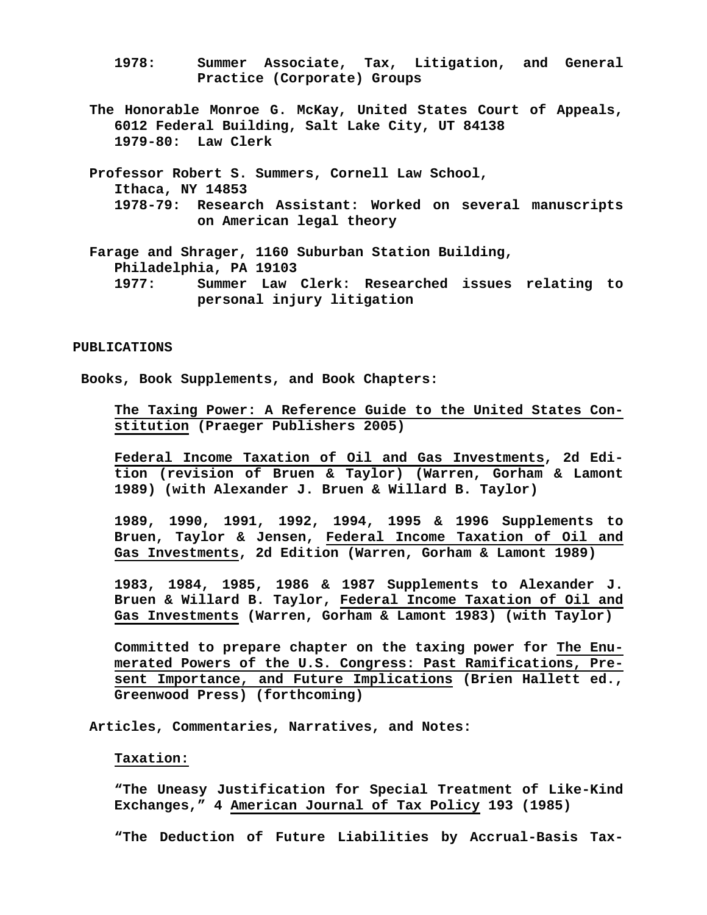1978: Summer Associate, Tax, Litigation, and General Practice (Corporate) Groups

The Honorable Monroe G. McKay, United States Court of Appeals, 6012 Federal Building, Salt Lake City, UT 84138
1979-80: Law Clerk

Professor Robert S. Summers, Cornell Law School, Ithaca, NY 14853
1978-79: Research Assistant: Worked on several manuscripts on American legal theory

Farage and Shrager, 1160 Suburban Station Building, Philadelphia, PA 19103
1977: Summer Law Clerk: Researched issues relating to personal injury litigation

## PUBLICATIONS

### Books, Book Supplements, and Book Chapters:

The Taxing Power: A Reference Guide to the United States Constitution (Praeger Publishers 2005)

Federal Income Taxation of Oil and Gas Investments, 2d Edition (revision of Bruen & Taylor) (Warren, Gorham & Lamont 1989) (with Alexander J. Bruen & Willard B. Taylor)

1989, 1990, 1991, 1992, 1994, 1995 & 1996 Supplements to Bruen, Taylor & Jensen, Federal Income Taxation of Oil and Gas Investments, 2d Edition (Warren, Gorham & Lamont 1989)

1983, 1984, 1985, 1986 & 1987 Supplements to Alexander J. Bruen & Willard B. Taylor, Federal Income Taxation of Oil and Gas Investments (Warren, Gorham & Lamont 1983) (with Taylor)

Committed to prepare chapter on the taxing power for The Enumerated Powers of the U.S. Congress: Past Ramifications, Present Importance, and Future Implications (Brien Hallett ed., Greenwood Press) (forthcoming)

### Articles, Commentaries, Narratives, and Notes:

#### Taxation:

"The Uneasy Justification for Special Treatment of Like-Kind Exchanges," 4 American Journal of Tax Policy 193 (1985)

"The Deduction of Future Liabilities by Accrual-Basis Tax-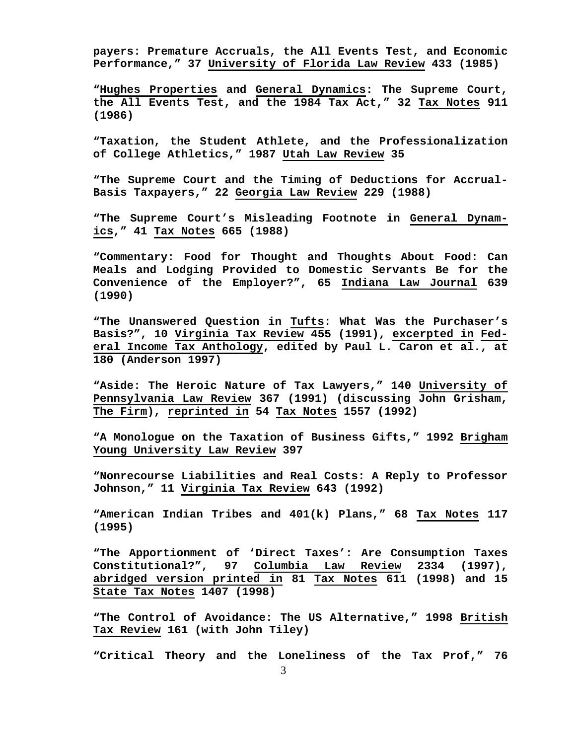payers: Premature Accruals, the All Events Test, and Economic Performance," 37 University of Florida Law Review 433 (1985)

"Hughes Properties and General Dynamics: The Supreme Court, the All Events Test, and the 1984 Tax Act," 32 Tax Notes 911 (1986)

"Taxation, the Student Athlete, and the Professionalization of College Athletics," 1987 Utah Law Review 35

"The Supreme Court and the Timing of Deductions for Accrual-Basis Taxpayers," 22 Georgia Law Review 229 (1988)

"The Supreme Court's Misleading Footnote in General Dynamics," 41 Tax Notes 665 (1988)

"Commentary: Food for Thought and Thoughts About Food: Can Meals and Lodging Provided to Domestic Servants Be for the Convenience of the Employer?", 65 Indiana Law Journal 639 (1990)

"The Unanswered Question in Tufts: What Was the Purchaser's Basis?", 10 Virginia Tax Review 455 (1991), excerpted in Federal Income Tax Anthology, edited by Paul L. Caron et al., at 180 (Anderson 1997)

"Aside: The Heroic Nature of Tax Lawyers," 140 University of Pennsylvania Law Review 367 (1991) (discussing John Grisham, The Firm), reprinted in 54 Tax Notes 1557 (1992)

"A Monologue on the Taxation of Business Gifts," 1992 Brigham Young University Law Review 397

"Nonrecourse Liabilities and Real Costs: A Reply to Professor Johnson," 11 Virginia Tax Review 643 (1992)

"American Indian Tribes and 401(k) Plans," 68 Tax Notes 117 (1995)

"The Apportionment of 'Direct Taxes': Are Consumption Taxes Constitutional?", 97 Columbia Law Review 2334 (1997), abridged version printed in 81 Tax Notes 611 (1998) and 15 State Tax Notes 1407 (1998)

"The Control of Avoidance: The US Alternative," 1998 British Tax Review 161 (with John Tiley)

"Critical Theory and the Loneliness of the Tax Prof," 76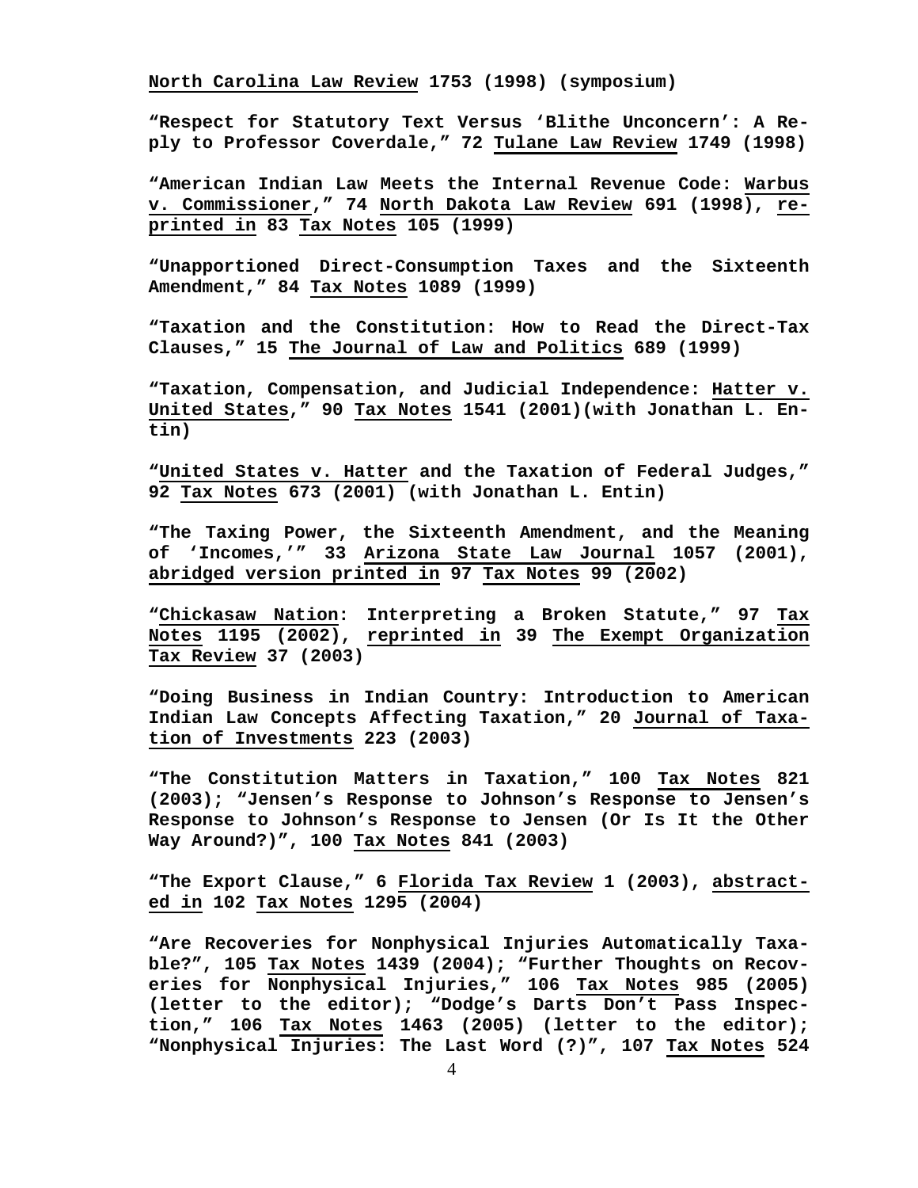North Carolina Law Review 1753 (1998) (symposium)

"Respect for Statutory Text Versus 'Blithe Unconcern': A Reply to Professor Coverdale," 72 Tulane Law Review 1749 (1998)

"American Indian Law Meets the Internal Revenue Code: Warbus v. Commissioner," 74 North Dakota Law Review 691 (1998), reprinted in 83 Tax Notes 105 (1999)

"Unapportioned Direct-Consumption Taxes and the Sixteenth Amendment," 84 Tax Notes 1089 (1999)

"Taxation and the Constitution: How to Read the Direct-Tax Clauses," 15 The Journal of Law and Politics 689 (1999)

"Taxation, Compensation, and Judicial Independence: Hatter v. United States," 90 Tax Notes 1541 (2001)(with Jonathan L. Entin)

"United States v. Hatter and the Taxation of Federal Judges," 92 Tax Notes 673 (2001) (with Jonathan L. Entin)

"The Taxing Power, the Sixteenth Amendment, and the Meaning of 'Incomes,'" 33 Arizona State Law Journal 1057 (2001), abridged version printed in 97 Tax Notes 99 (2002)

"Chickasaw Nation: Interpreting a Broken Statute," 97 Tax Notes 1195 (2002), reprinted in 39 The Exempt Organization Tax Review 37 (2003)

"Doing Business in Indian Country: Introduction to American Indian Law Concepts Affecting Taxation," 20 Journal of Taxation of Investments 223 (2003)

"The Constitution Matters in Taxation," 100 Tax Notes 821 (2003); "Jensen's Response to Johnson's Response to Jensen's Response to Johnson's Response to Jensen (Or Is It the Other Way Around?)", 100 Tax Notes 841 (2003)

"The Export Clause," 6 Florida Tax Review 1 (2003), abstracted in 102 Tax Notes 1295 (2004)

"Are Recoveries for Nonphysical Injuries Automatically Taxable?", 105 Tax Notes 1439 (2004); "Further Thoughts on Recoveries for Nonphysical Injuries," 106 Tax Notes 985 (2005) (letter to the editor); "Dodge's Darts Don't Pass Inspection," 106 Tax Notes 1463 (2005) (letter to the editor); "Nonphysical Injuries: The Last Word (?)", 107 Tax Notes 524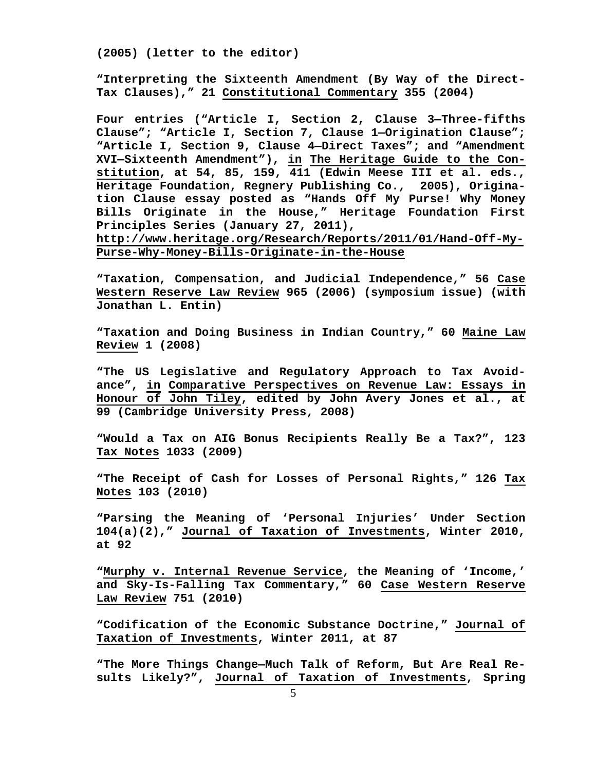**(2005) (letter to the editor)**

**"Interpreting the Sixteenth Amendment (By Way of the Direct-Tax Clauses)," 21 Constitutional Commentary 355 (2004)**

**Four entries ("Article I, Section 2, Clause 3—Three-fifths Clause"; "Article I, Section 7, Clause 1—Origination Clause"; "Article I, Section 9, Clause 4—Direct Taxes"; and "Amendment XVI—Sixteenth Amendment"), in The Heritage Guide to the Constitution, at 54, 85, 159, 411 (Edwin Meese III et al. eds., Heritage Foundation, Regnery Publishing Co., 2005), Origination Clause essay posted as "Hands Off My Purse! Why Money Bills Originate in the House," Heritage Foundation First Principles Series (January 27, 2011), http://www.heritage.org/Research/Reports/2011/01/Hand-Off-My-Purse-Why-Money-Bills-Originate-in-the-House**

**"Taxation, Compensation, and Judicial Independence," 56 Case Western Reserve Law Review 965 (2006) (symposium issue) (with Jonathan L. Entin)**

**"Taxation and Doing Business in Indian Country," 60 Maine Law Review 1 (2008)**

**"The US Legislative and Regulatory Approach to Tax Avoidance", in Comparative Perspectives on Revenue Law: Essays in Honour of John Tiley, edited by John Avery Jones et al., at 99 (Cambridge University Press, 2008)**

**"Would a Tax on AIG Bonus Recipients Really Be a Tax?", 123 Tax Notes 1033 (2009)**

**"The Receipt of Cash for Losses of Personal Rights," 126 Tax Notes 103 (2010)**

**"Parsing the Meaning of 'Personal Injuries' Under Section 104(a)(2)," Journal of Taxation of Investments, Winter 2010, at 92**

**"Murphy v. Internal Revenue Service, the Meaning of 'Income,' and Sky-Is-Falling Tax Commentary," 60 Case Western Reserve Law Review 751 (2010)**

**"Codification of the Economic Substance Doctrine," Journal of Taxation of Investments, Winter 2011, at 87**

**"The More Things Change—Much Talk of Reform, But Are Real Results Likely?", Journal of Taxation of Investments, Spring**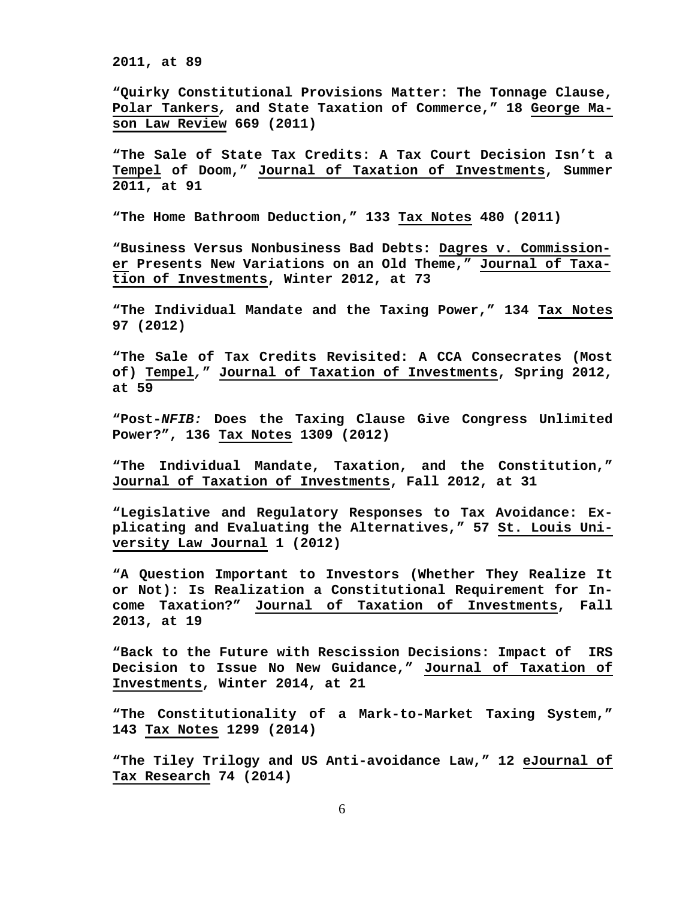**2011, at 89**

**"Quirky Constitutional Provisions Matter: The Tonnage Clause, Polar Tankers, and State Taxation of Commerce," 18 George Mason Law Review 669 (2011)**

**"The Sale of State Tax Credits: A Tax Court Decision Isn't a Tempel of Doom," Journal of Taxation of Investments, Summer 2011, at 91**

**"The Home Bathroom Deduction," 133 Tax Notes 480 (2011)**

**"Business Versus Nonbusiness Bad Debts: Dagres v. Commissioner Presents New Variations on an Old Theme," Journal of Taxation of Investments, Winter 2012, at 73**

**"The Individual Mandate and the Taxing Power," 134 Tax Notes 97 (2012)**

**"The Sale of Tax Credits Revisited: A CCA Consecrates (Most of) Tempel," Journal of Taxation of Investments, Spring 2012, at 59**

**"Post-*NFIB:* Does the Taxing Clause Give Congress Unlimited Power?", 136 Tax Notes 1309 (2012)**

**"The Individual Mandate, Taxation, and the Constitution," Journal of Taxation of Investments, Fall 2012, at 31**

**"Legislative and Regulatory Responses to Tax Avoidance: Explicating and Evaluating the Alternatives," 57 St. Louis University Law Journal 1 (2012)**

**"A Question Important to Investors (Whether They Realize It or Not): Is Realization a Constitutional Requirement for Income Taxation?" Journal of Taxation of Investments, Fall 2013, at 19**

**"Back to the Future with Rescission Decisions: Impact of IRS Decision to Issue No New Guidance," Journal of Taxation of Investments, Winter 2014, at 21**

**"The Constitutionality of a Mark-to-Market Taxing System," 143 Tax Notes 1299 (2014)**

**"The Tiley Trilogy and US Anti-avoidance Law," 12 eJournal of Tax Research 74 (2014)**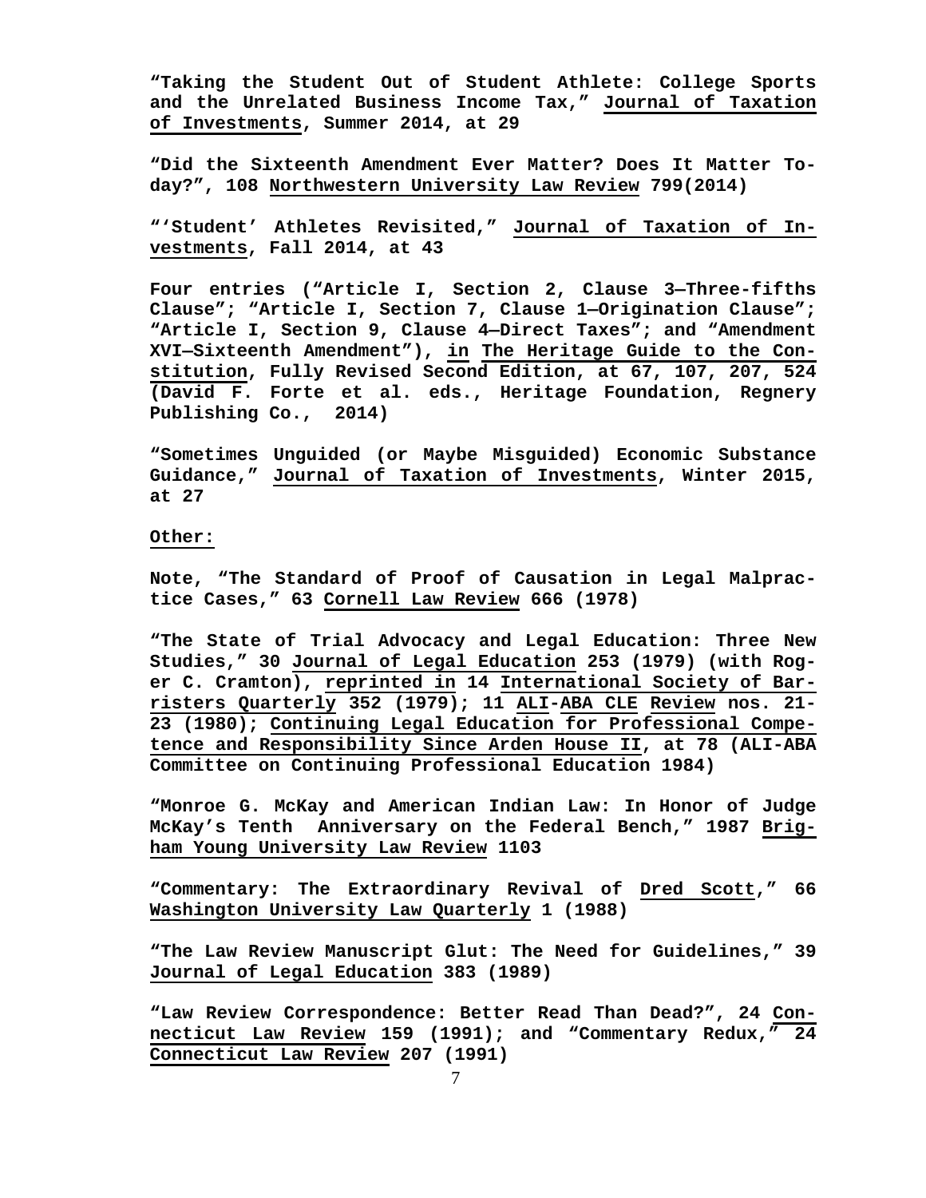**"Taking the Student Out of Student Athlete: College Sports and the Unrelated Business Income Tax," Journal of Taxation of Investments, Summer 2014, at 29**

**"Did the Sixteenth Amendment Ever Matter? Does It Matter Today?", 108 Northwestern University Law Review 799(2014)**

**"'Student' Athletes Revisited," Journal of Taxation of Investments, Fall 2014, at 43**

**Four entries ("Article I, Section 2, Clause 3—Three-fifths Clause"; "Article I, Section 7, Clause 1—Origination Clause"; "Article I, Section 9, Clause 4—Direct Taxes"; and "Amendment XVI—Sixteenth Amendment"), in The Heritage Guide to the Constitution, Fully Revised Second Edition, at 67, 107, 207, 524 (David F. Forte et al. eds., Heritage Foundation, Regnery Publishing Co., 2014)**

**"Sometimes Unguided (or Maybe Misguided) Economic Substance Guidance," Journal of Taxation of Investments, Winter 2015, at 27**

**Other:**

**Note, "The Standard of Proof of Causation in Legal Malpractice Cases," 63 Cornell Law Review 666 (1978)**

**"The State of Trial Advocacy and Legal Education: Three New Studies," 30 Journal of Legal Education 253 (1979) (with Roger C. Cramton), reprinted in 14 International Society of Barristers Quarterly 352 (1979); 11 ALI-ABA CLE Review nos. 21-23 (1980); Continuing Legal Education for Professional Competence and Responsibility Since Arden House II, at 78 (ALI-ABA Committee on Continuing Professional Education 1984)**

**"Monroe G. McKay and American Indian Law: In Honor of Judge McKay's Tenth Anniversary on the Federal Bench," 1987 Brigham Young University Law Review 1103**

**"Commentary: The Extraordinary Revival of Dred Scott," 66 Washington University Law Quarterly 1 (1988)**

**"The Law Review Manuscript Glut: The Need for Guidelines," 39 Journal of Legal Education 383 (1989)**

**"Law Review Correspondence: Better Read Than Dead?", 24 Connecticut Law Review 159 (1991); and "Commentary Redux," 24 Connecticut Law Review 207 (1991)**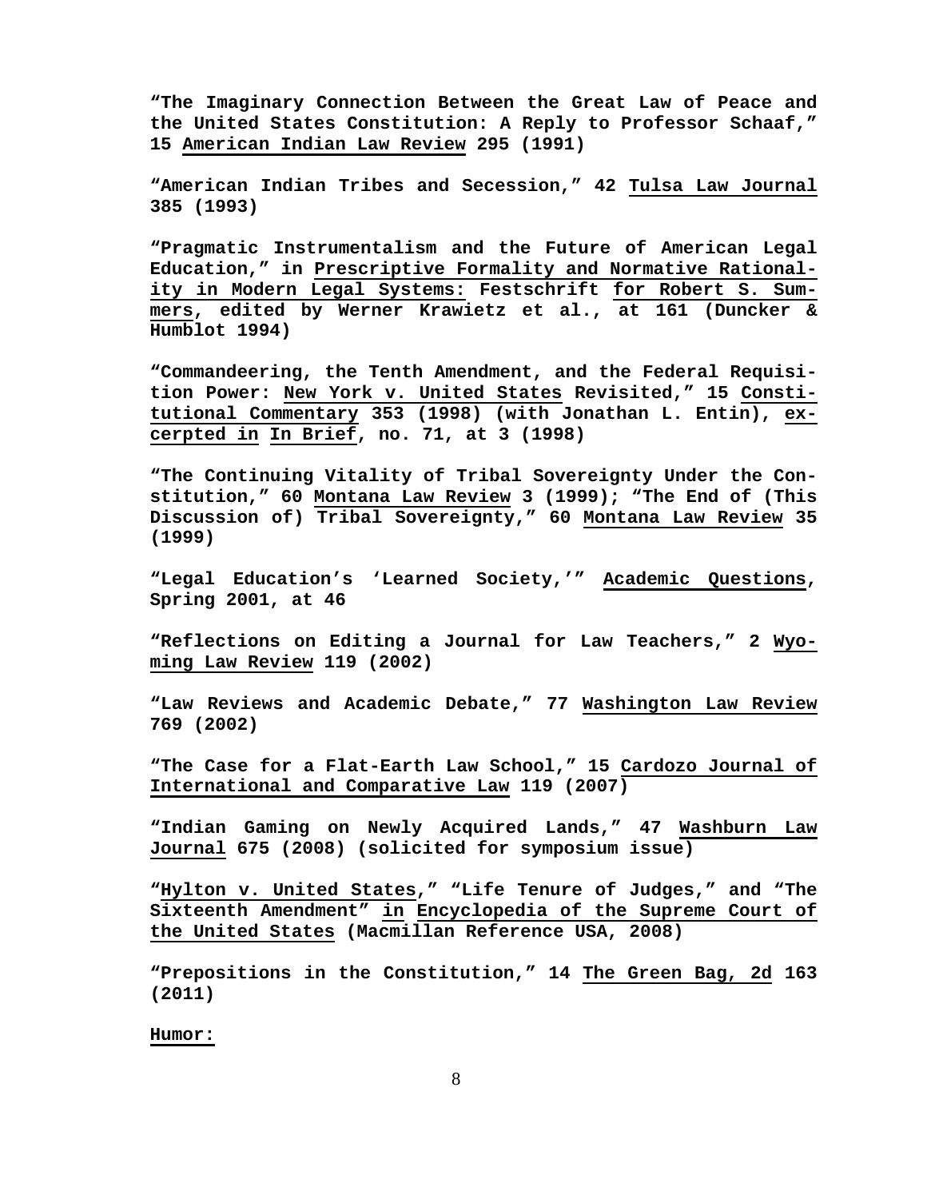**"The Imaginary Connection Between the Great Law of Peace and the United States Constitution: A Reply to Professor Schaaf," 15 American Indian Law Review 295 (1991)**

**"American Indian Tribes and Secession," 42 Tulsa Law Journal 385 (1993)**

**"Pragmatic Instrumentalism and the Future of American Legal Education," in Prescriptive Formality and Normative Rationality in Modern Legal Systems: Festschrift for Robert S. Summers, edited by Werner Krawietz et al., at 161 (Duncker & Humblot 1994)**

**"Commandeering, the Tenth Amendment, and the Federal Requisition Power: New York v. United States Revisited," 15 Constitutional Commentary 353 (1998) (with Jonathan L. Entin), excerpted in In Brief, no. 71, at 3 (1998)**

**"The Continuing Vitality of Tribal Sovereignty Under the Constitution," 60 Montana Law Review 3 (1999); "The End of (This Discussion of) Tribal Sovereignty," 60 Montana Law Review 35 (1999)**

**"Legal Education's 'Learned Society,'" Academic Questions, Spring 2001, at 46**

**"Reflections on Editing a Journal for Law Teachers," 2 Wyoming Law Review 119 (2002)**

**"Law Reviews and Academic Debate," 77 Washington Law Review 769 (2002)**

**"The Case for a Flat-Earth Law School," 15 Cardozo Journal of International and Comparative Law 119 (2007)**

**"Indian Gaming on Newly Acquired Lands," 47 Washburn Law Journal 675 (2008) (solicited for symposium issue)**

**"Hylton v. United States," "Life Tenure of Judges," and "The Sixteenth Amendment" in Encyclopedia of the Supreme Court of the United States (Macmillan Reference USA, 2008)**

**"Prepositions in the Constitution," 14 The Green Bag, 2d 163 (2011)**

**Humor:**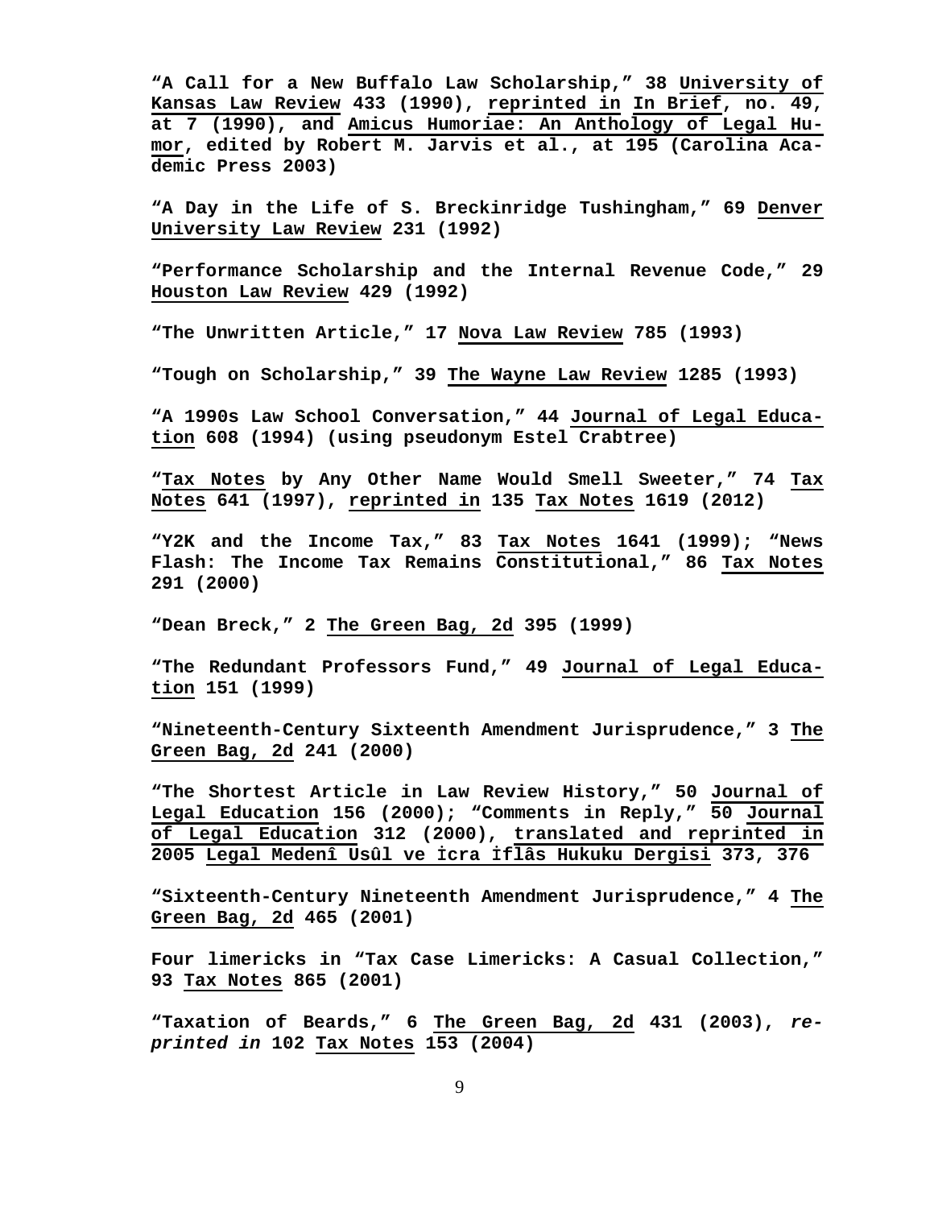"A Call for a New Buffalo Law Scholarship," 38 University of Kansas Law Review 433 (1990), reprinted in In Brief, no. 49, at 7 (1990), and Amicus Humoriae: An Anthology of Legal Humor, edited by Robert M. Jarvis et al., at 195 (Carolina Academic Press 2003)

"A Day in the Life of S. Breckinridge Tushingham," 69 Denver University Law Review 231 (1992)

"Performance Scholarship and the Internal Revenue Code," 29 Houston Law Review 429 (1992)

"The Unwritten Article," 17 Nova Law Review 785 (1993)

"Tough on Scholarship," 39 The Wayne Law Review 1285 (1993)

"A 1990s Law School Conversation," 44 Journal of Legal Education 608 (1994) (using pseudonym Estel Crabtree)

"Tax Notes by Any Other Name Would Smell Sweeter," 74 Tax Notes 641 (1997), reprinted in 135 Tax Notes 1619 (2012)

"Y2K and the Income Tax," 83 Tax Notes 1641 (1999); "News Flash: The Income Tax Remains Constitutional," 86 Tax Notes 291 (2000)

"Dean Breck," 2 The Green Bag, 2d 395 (1999)

"The Redundant Professors Fund," 49 Journal of Legal Education 151 (1999)

"Nineteenth-Century Sixteenth Amendment Jurisprudence," 3 The Green Bag, 2d 241 (2000)

"The Shortest Article in Law Review History," 50 Journal of Legal Education 156 (2000); "Comments in Reply," 50 Journal of Legal Education 312 (2000), translated and reprinted in 2005 Legal Medenî Usûl ve İcra İflâs Hukuku Dergisi 373, 376

"Sixteenth-Century Nineteenth Amendment Jurisprudence," 4 The Green Bag, 2d 465 (2001)

Four limericks in "Tax Case Limericks: A Casual Collection," 93 Tax Notes 865 (2001)

"Taxation of Beards," 6 The Green Bag, 2d 431 (2003), *reprinted in* 102 Tax Notes 153 (2004)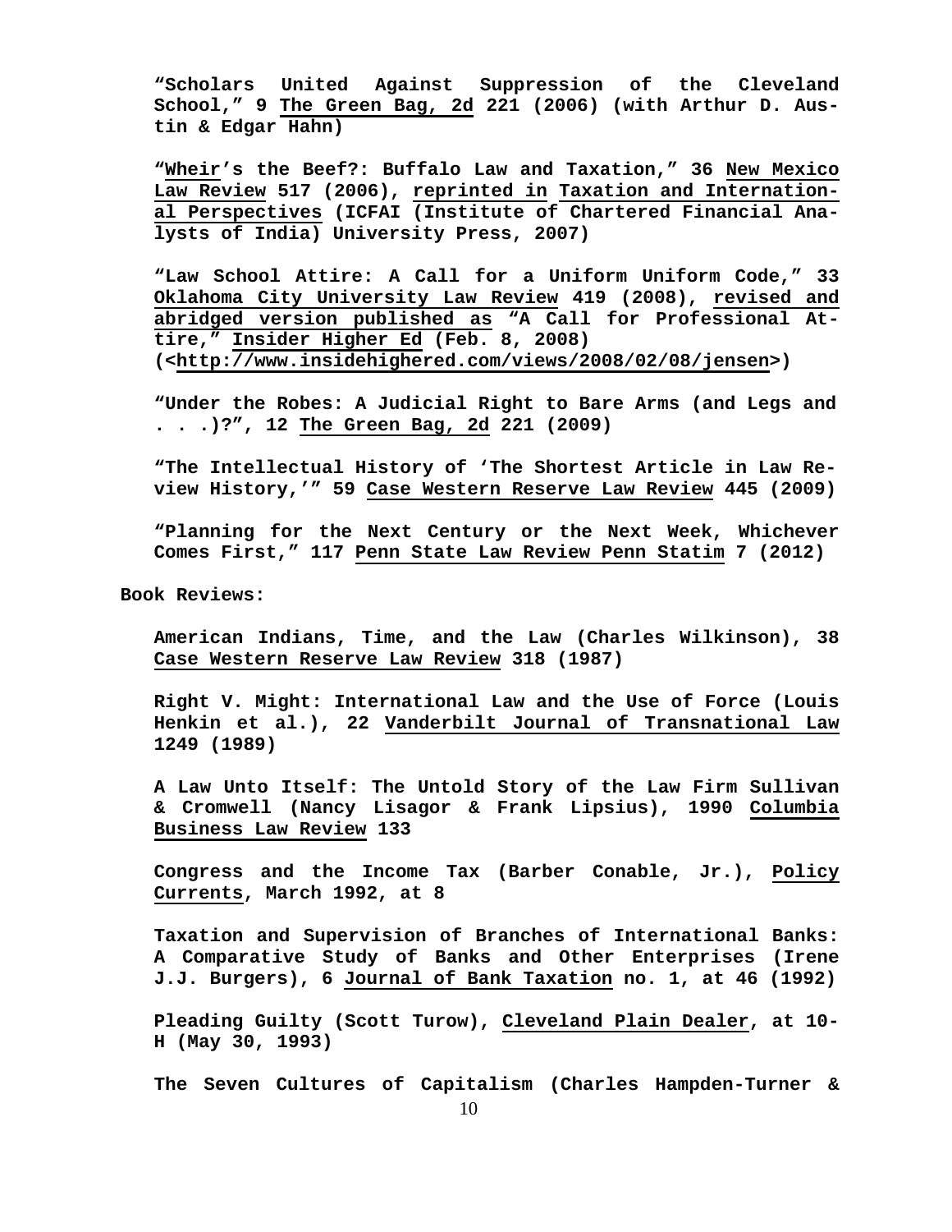"Scholars United Against Suppression of the Cleveland School," 9 The Green Bag, 2d 221 (2006) (with Arthur D. Austin & Edgar Hahn)

"Wheir's the Beef?: Buffalo Law and Taxation," 36 New Mexico Law Review 517 (2006), reprinted in Taxation and International Perspectives (ICFAI (Institute of Chartered Financial Analysts of India) University Press, 2007)

"Law School Attire: A Call for a Uniform Uniform Code," 33 Oklahoma City University Law Review 419 (2008), revised and abridged version published as "A Call for Professional Attire," Insider Higher Ed (Feb. 8, 2008) (<http://www.insidehighered.com/views/2008/02/08/jensen>)

"Under the Robes: A Judicial Right to Bare Arms (and Legs and . . .)?", 12 The Green Bag, 2d 221 (2009)

"The Intellectual History of 'The Shortest Article in Law Review History,'" 59 Case Western Reserve Law Review 445 (2009)

"Planning for the Next Century or the Next Week, Whichever Comes First," 117 Penn State Law Review Penn Statim 7 (2012)

**Book Reviews:**

American Indians, Time, and the Law (Charles Wilkinson), 38 Case Western Reserve Law Review 318 (1987)

Right V. Might: International Law and the Use of Force (Louis Henkin et al.), 22 Vanderbilt Journal of Transnational Law 1249 (1989)

A Law Unto Itself: The Untold Story of the Law Firm Sullivan & Cromwell (Nancy Lisagor & Frank Lipsius), 1990 Columbia Business Law Review 133

Congress and the Income Tax (Barber Conable, Jr.), Policy Currents, March 1992, at 8

Taxation and Supervision of Branches of International Banks: A Comparative Study of Banks and Other Enterprises (Irene J.J. Burgers), 6 Journal of Bank Taxation no. 1, at 46 (1992)

Pleading Guilty (Scott Turow), Cleveland Plain Dealer, at 10-H (May 30, 1993)

The Seven Cultures of Capitalism (Charles Hampden-Turner &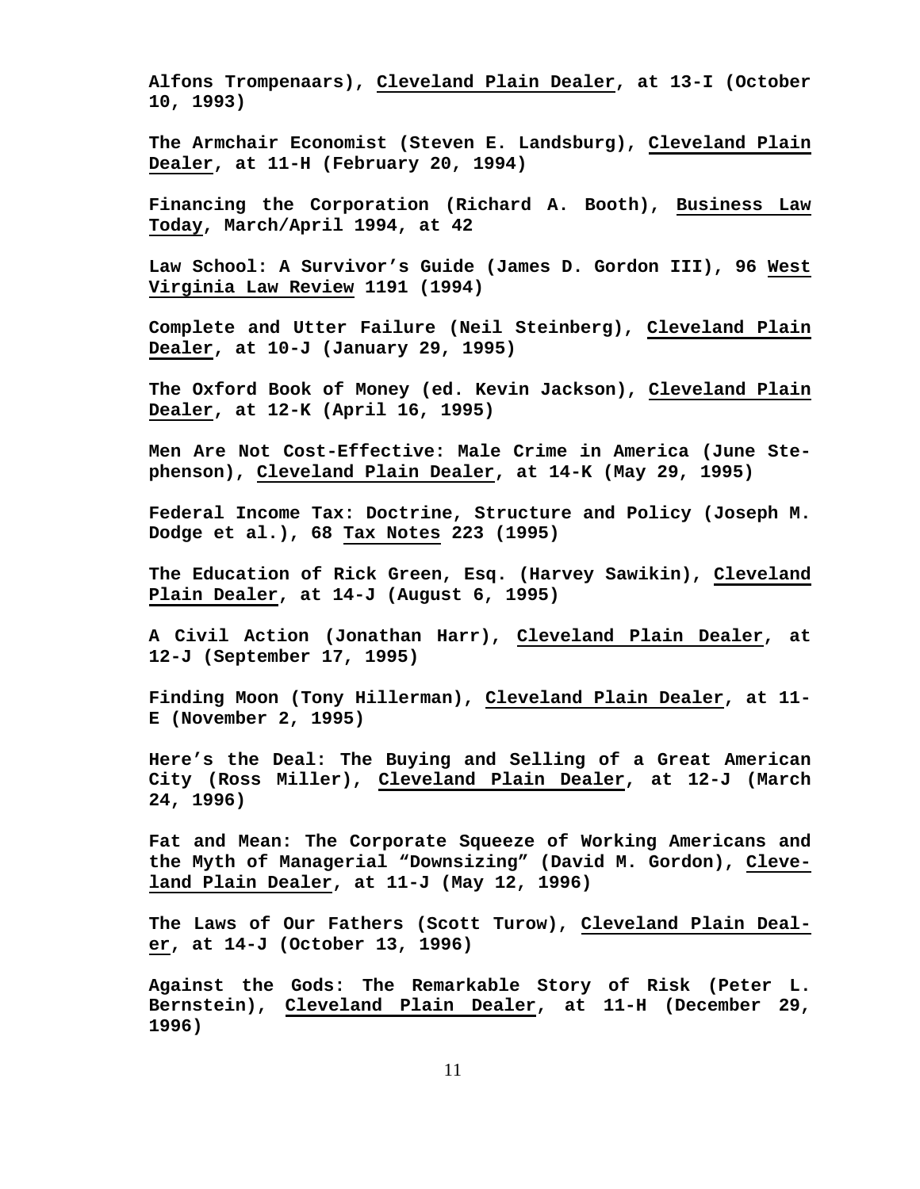**Alfons Trompenaars), <u>Cleveland Plain Dealer</u>, at 13-I (October 10, 1993)**

**The Armchair Economist (Steven E. Landsburg), <u>Cleveland Plain Dealer</u>, at 11-H (February 20, 1994)**

**Financing the Corporation (Richard A. Booth), <u>Business Law Today</u>, March/April 1994, at 42**

**Law School: A Survivor's Guide (James D. Gordon III), 96 <u>West Virginia Law Review</u> 1191 (1994)**

**Complete and Utter Failure (Neil Steinberg), <u>Cleveland Plain Dealer</u>, at 10-J (January 29, 1995)**

**The Oxford Book of Money (ed. Kevin Jackson), <u>Cleveland Plain Dealer</u>, at 12-K (April 16, 1995)**

**Men Are Not Cost-Effective: Male Crime in America (June Stephenson), <u>Cleveland Plain Dealer</u>, at 14-K (May 29, 1995)**

**Federal Income Tax: Doctrine, Structure and Policy (Joseph M. Dodge et al.), 68 <u>Tax Notes</u> 223 (1995)**

**The Education of Rick Green, Esq. (Harvey Sawikin), <u>Cleveland Plain Dealer</u>, at 14-J (August 6, 1995)**

**A Civil Action (Jonathan Harr), <u>Cleveland Plain Dealer</u>, at 12-J (September 17, 1995)**

**Finding Moon (Tony Hillerman), <u>Cleveland Plain Dealer</u>, at 11-E (November 2, 1995)**

**Here's the Deal: The Buying and Selling of a Great American City (Ross Miller), <u>Cleveland Plain Dealer</u>, at 12-J (March 24, 1996)**

**Fat and Mean: The Corporate Squeeze of Working Americans and the Myth of Managerial "Downsizing" (David M. Gordon), <u>Cleveland Plain Dealer</u>, at 11-J (May 12, 1996)**

**The Laws of Our Fathers (Scott Turow), <u>Cleveland Plain Dealer</u>, at 14-J (October 13, 1996)**

**Against the Gods: The Remarkable Story of Risk (Peter L. Bernstein), <u>Cleveland Plain Dealer</u>, at 11-H (December 29, 1996)**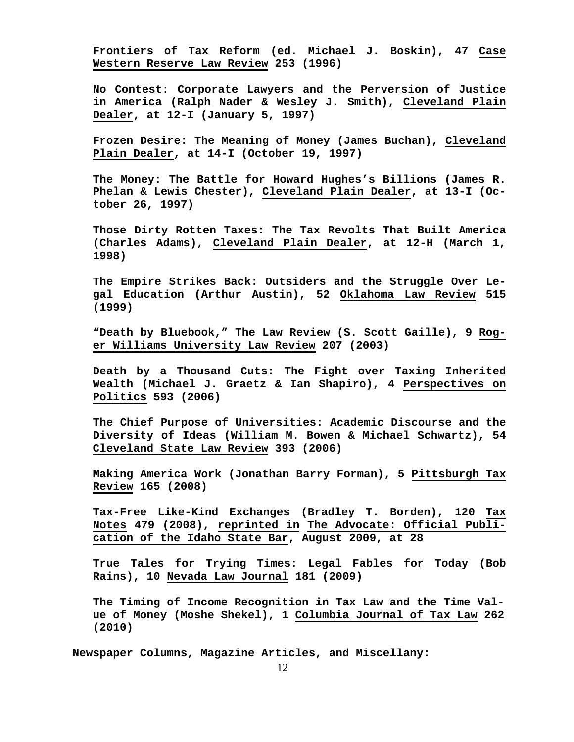**Frontiers of Tax Reform (ed. Michael J. Boskin), 47 <u>Case Western Reserve Law Review</u> 253 (1996)**

**No Contest: Corporate Lawyers and the Perversion of Justice in America (Ralph Nader & Wesley J. Smith), <u>Cleveland Plain Dealer</u>, at 12-I (January 5, 1997)**

**Frozen Desire: The Meaning of Money (James Buchan), <u>Cleveland Plain Dealer</u>, at 14-I (October 19, 1997)**

**The Money: The Battle for Howard Hughes's Billions (James R. Phelan & Lewis Chester), <u>Cleveland Plain Dealer</u>, at 13-I (October 26, 1997)**

**Those Dirty Rotten Taxes: The Tax Revolts That Built America (Charles Adams), <u>Cleveland Plain Dealer</u>, at 12-H (March 1, 1998)**

**The Empire Strikes Back: Outsiders and the Struggle Over Legal Education (Arthur Austin), 52 <u>Oklahoma Law Review</u> 515 (1999)**

**"Death by Bluebook," The Law Review (S. Scott Gaille), 9 <u>Roger Williams University Law Review</u> 207 (2003)**

**Death by a Thousand Cuts: The Fight over Taxing Inherited Wealth (Michael J. Graetz & Ian Shapiro), 4 <u>Perspectives on Politics</u> 593 (2006)**

**The Chief Purpose of Universities: Academic Discourse and the Diversity of Ideas (William M. Bowen & Michael Schwartz), 54 <u>Cleveland State Law Review</u> 393 (2006)**

**Making America Work (Jonathan Barry Forman), 5 <u>Pittsburgh Tax Review</u> 165 (2008)**

**Tax-Free Like-Kind Exchanges (Bradley T. Borden), 120 <u>Tax Notes</u> 479 (2008), <u>reprinted in</u> <u>The Advocate: Official Publication of the Idaho State Bar</u>, August 2009, at 28**

**True Tales for Trying Times: Legal Fables for Today (Bob Rains), 10 <u>Nevada Law Journal</u> 181 (2009)**

**The Timing of Income Recognition in Tax Law and the Time Value of Money (Moshe Shekel), 1 <u>Columbia Journal of Tax Law</u> 262 (2010)**

**Newspaper Columns, Magazine Articles, and Miscellany:**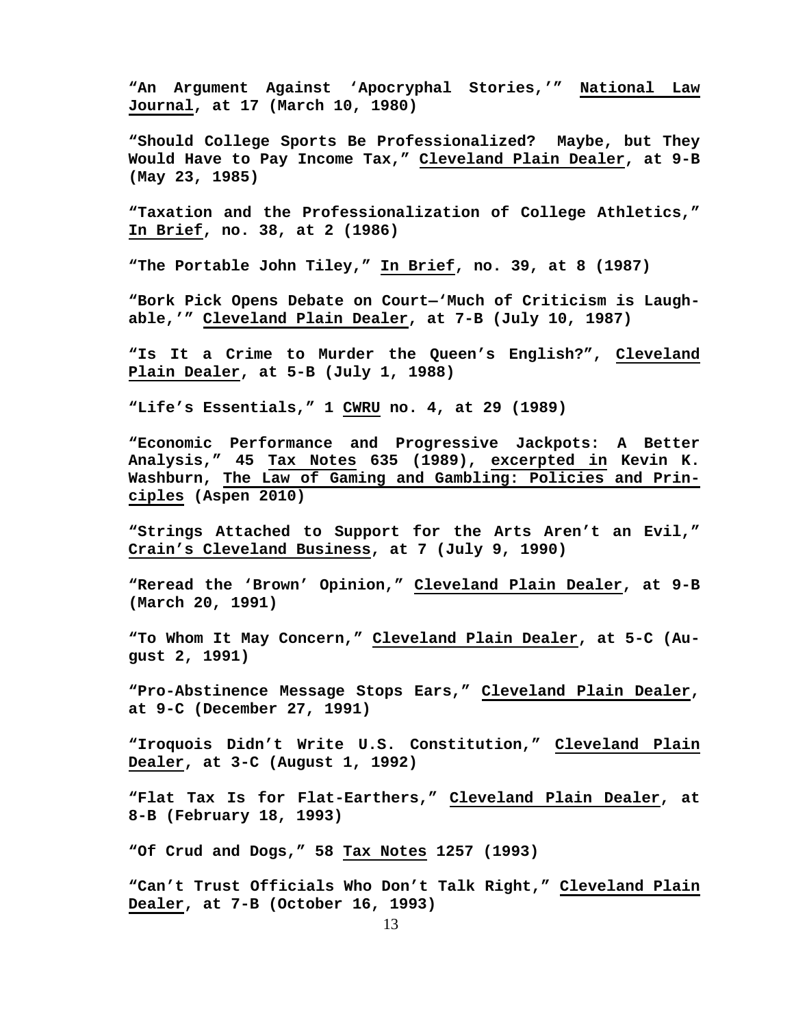**"An Argument Against 'Apocryphal Stories,'" National Law Journal, at 17 (March 10, 1980)**

**"Should College Sports Be Professionalized? Maybe, but They Would Have to Pay Income Tax," Cleveland Plain Dealer, at 9-B (May 23, 1985)**

**"Taxation and the Professionalization of College Athletics," In Brief, no. 38, at 2 (1986)**

**"The Portable John Tiley," In Brief, no. 39, at 8 (1987)**

**"Bork Pick Opens Debate on Court—'Much of Criticism is Laughable,'" Cleveland Plain Dealer, at 7-B (July 10, 1987)**

**"Is It a Crime to Murder the Queen's English?", Cleveland Plain Dealer, at 5-B (July 1, 1988)**

**"Life's Essentials," 1 CWRU no. 4, at 29 (1989)**

**"Economic Performance and Progressive Jackpots: A Better Analysis," 45 Tax Notes 635 (1989), excerpted in Kevin K. Washburn, The Law of Gaming and Gambling: Policies and Principles (Aspen 2010)**

**"Strings Attached to Support for the Arts Aren't an Evil," Crain's Cleveland Business, at 7 (July 9, 1990)**

**"Reread the 'Brown' Opinion," Cleveland Plain Dealer, at 9-B (March 20, 1991)**

**"To Whom It May Concern," Cleveland Plain Dealer, at 5-C (August 2, 1991)**

**"Pro-Abstinence Message Stops Ears," Cleveland Plain Dealer, at 9-C (December 27, 1991)**

**"Iroquois Didn't Write U.S. Constitution," Cleveland Plain Dealer, at 3-C (August 1, 1992)**

**"Flat Tax Is for Flat-Earthers," Cleveland Plain Dealer, at 8-B (February 18, 1993)**

**"Of Crud and Dogs," 58 Tax Notes 1257 (1993)**

**"Can't Trust Officials Who Don't Talk Right," Cleveland Plain Dealer, at 7-B (October 16, 1993)**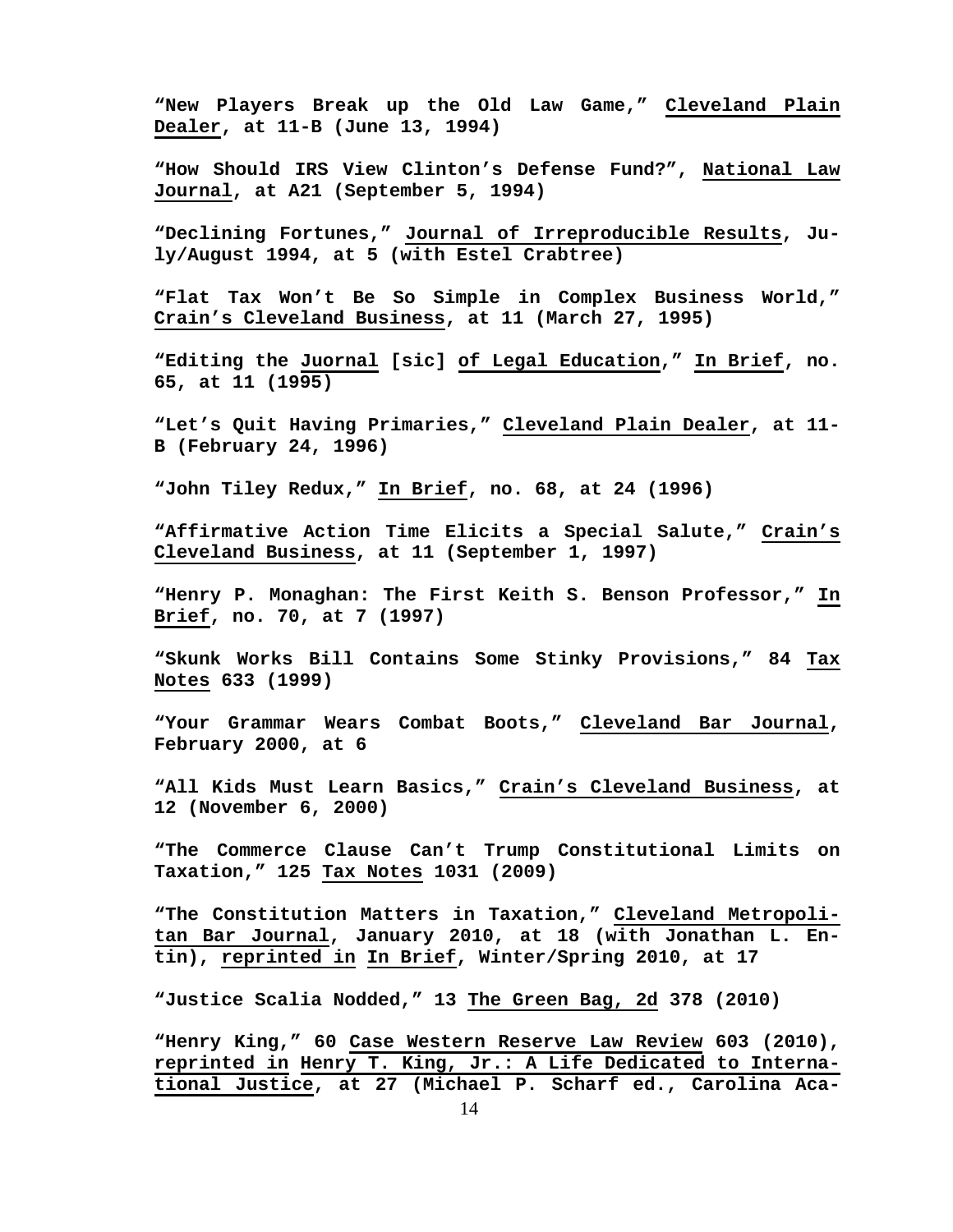"New Players Break up the Old Law Game," Cleveland Plain Dealer, at 11-B (June 13, 1994)

"How Should IRS View Clinton's Defense Fund?", National Law Journal, at A21 (September 5, 1994)

"Declining Fortunes," Journal of Irreproducible Results, July/August 1994, at 5 (with Estel Crabtree)

"Flat Tax Won't Be So Simple in Complex Business World," Crain's Cleveland Business, at 11 (March 27, 1995)

"Editing the Juornal [sic] of Legal Education," In Brief, no. 65, at 11 (1995)

"Let's Quit Having Primaries," Cleveland Plain Dealer, at 11-B (February 24, 1996)

"John Tiley Redux," In Brief, no. 68, at 24 (1996)

"Affirmative Action Time Elicits a Special Salute," Crain's Cleveland Business, at 11 (September 1, 1997)

"Henry P. Monaghan: The First Keith S. Benson Professor," In Brief, no. 70, at 7 (1997)

"Skunk Works Bill Contains Some Stinky Provisions," 84 Tax Notes 633 (1999)

"Your Grammar Wears Combat Boots," Cleveland Bar Journal, February 2000, at 6

"All Kids Must Learn Basics," Crain's Cleveland Business, at 12 (November 6, 2000)

"The Commerce Clause Can't Trump Constitutional Limits on Taxation," 125 Tax Notes 1031 (2009)

"The Constitution Matters in Taxation," Cleveland Metropolitan Bar Journal, January 2010, at 18 (with Jonathan L. Entin), reprinted in In Brief, Winter/Spring 2010, at 17

"Justice Scalia Nodded," 13 The Green Bag, 2d 378 (2010)

"Henry King," 60 Case Western Reserve Law Review 603 (2010), reprinted in Henry T. King, Jr.: A Life Dedicated to International Justice, at 27 (Michael P. Scharf ed., Carolina Aca-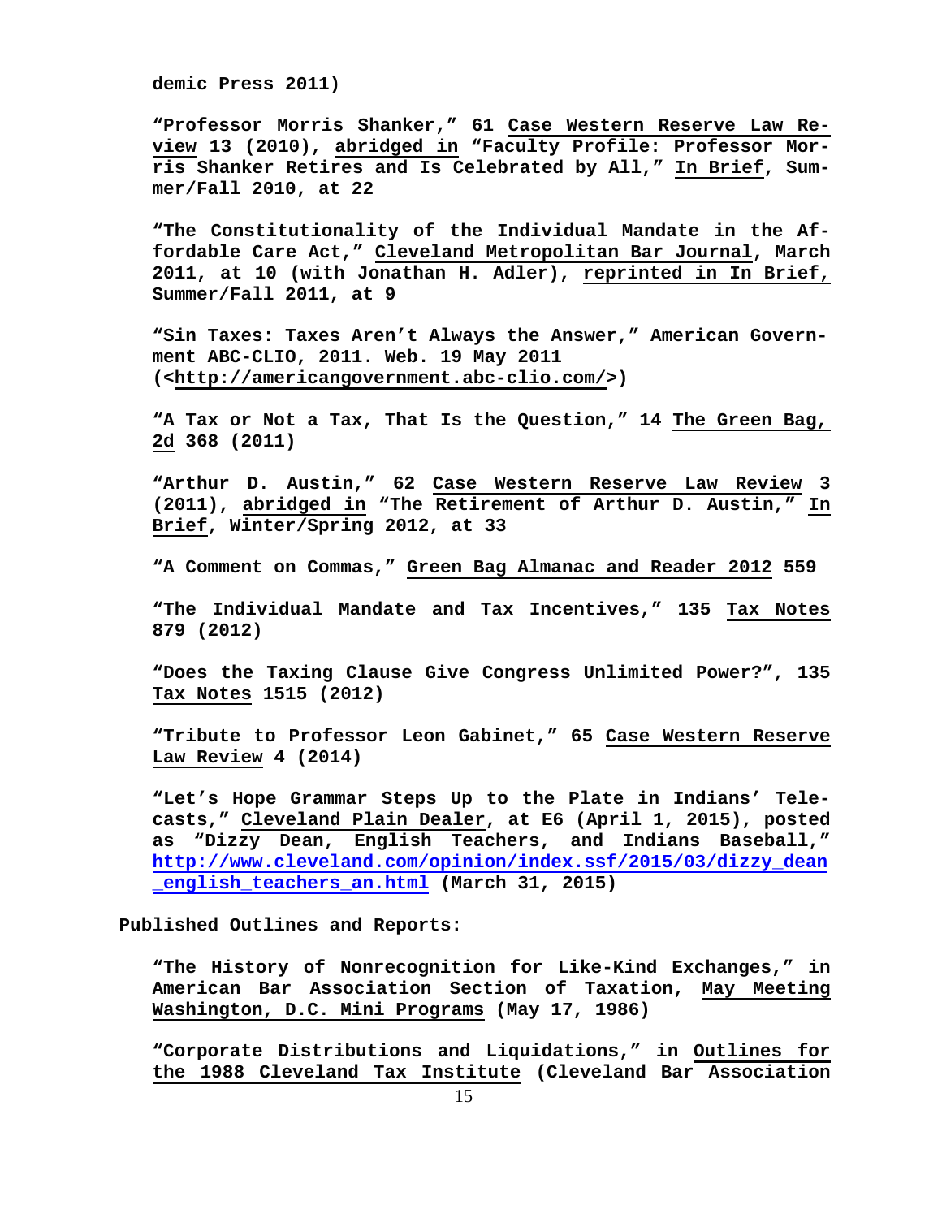demic Press 2011)

"Professor Morris Shanker," 61 Case Western Reserve Law Review 13 (2010), abridged in "Faculty Profile: Professor Morris Shanker Retires and Is Celebrated by All," In Brief, Summer/Fall 2010, at 22

"The Constitutionality of the Individual Mandate in the Affordable Care Act," Cleveland Metropolitan Bar Journal, March 2011, at 10 (with Jonathan H. Adler), reprinted in In Brief, Summer/Fall 2011, at 9

"Sin Taxes: Taxes Aren't Always the Answer," American Government ABC-CLIO, 2011. Web. 19 May 2011 (<http://americangovernment.abc-clio.com/>)

"A Tax or Not a Tax, That Is the Question," 14 The Green Bag, 2d 368 (2011)

"Arthur D. Austin," 62 Case Western Reserve Law Review 3 (2011), abridged in "The Retirement of Arthur D. Austin," In Brief, Winter/Spring 2012, at 33

"A Comment on Commas," Green Bag Almanac and Reader 2012 559

"The Individual Mandate and Tax Incentives," 135 Tax Notes 879 (2012)

"Does the Taxing Clause Give Congress Unlimited Power?", 135 Tax Notes 1515 (2012)

"Tribute to Professor Leon Gabinet," 65 Case Western Reserve Law Review 4 (2014)

"Let's Hope Grammar Steps Up to the Plate in Indians' Telecasts," Cleveland Plain Dealer, at E6 (April 1, 2015), posted as "Dizzy Dean, English Teachers, and Indians Baseball," http://www.cleveland.com/opinion/index.ssf/2015/03/dizzy_dean_english_teachers_an.html (March 31, 2015)

**Published Outlines and Reports:**

"The History of Nonrecognition for Like-Kind Exchanges," in American Bar Association Section of Taxation, May Meeting Washington, D.C. Mini Programs (May 17, 1986)

"Corporate Distributions and Liquidations," in Outlines for the 1988 Cleveland Tax Institute (Cleveland Bar Association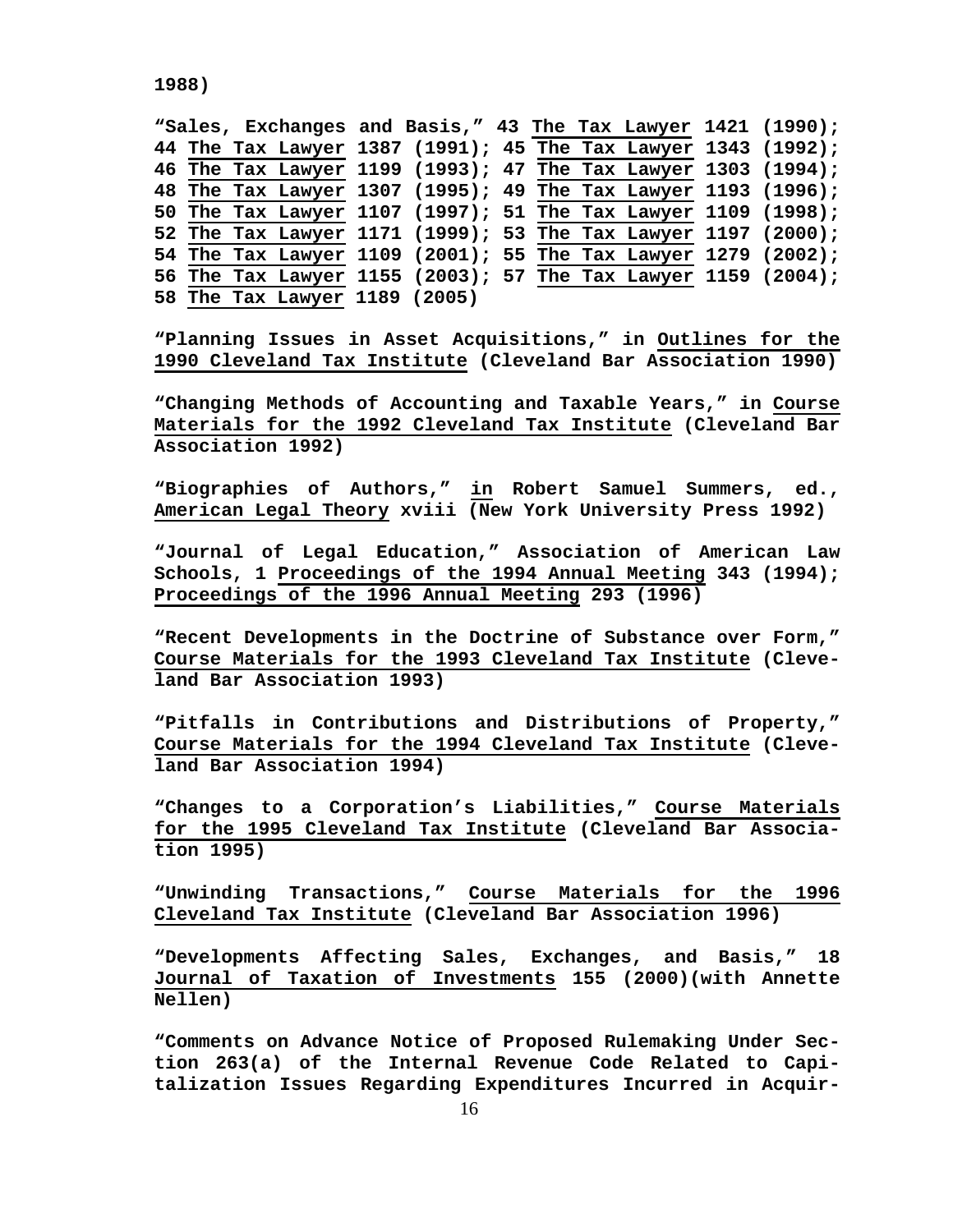1988)

**"Sales, Exchanges and Basis," 43 The Tax Lawyer 1421 (1990); 44 The Tax Lawyer 1387 (1991); 45 The Tax Lawyer 1343 (1992); 46 The Tax Lawyer 1199 (1993); 47 The Tax Lawyer 1303 (1994); 48 The Tax Lawyer 1307 (1995); 49 The Tax Lawyer 1193 (1996); 50 The Tax Lawyer 1107 (1997); 51 The Tax Lawyer 1109 (1998); 52 The Tax Lawyer 1171 (1999); 53 The Tax Lawyer 1197 (2000); 54 The Tax Lawyer 1109 (2001); 55 The Tax Lawyer 1279 (2002); 56 The Tax Lawyer 1155 (2003); 57 The Tax Lawyer 1159 (2004); 58 The Tax Lawyer 1189 (2005)**

**"Planning Issues in Asset Acquisitions," in Outlines for the 1990 Cleveland Tax Institute (Cleveland Bar Association 1990)**

**"Changing Methods of Accounting and Taxable Years," in Course Materials for the 1992 Cleveland Tax Institute (Cleveland Bar Association 1992)**

**"Biographies of Authors," in Robert Samuel Summers, ed., American Legal Theory xviii (New York University Press 1992)**

**"Journal of Legal Education," Association of American Law Schools, 1 Proceedings of the 1994 Annual Meeting 343 (1994); Proceedings of the 1996 Annual Meeting 293 (1996)**

**"Recent Developments in the Doctrine of Substance over Form," Course Materials for the 1993 Cleveland Tax Institute (Cleveland Bar Association 1993)**

**"Pitfalls in Contributions and Distributions of Property," Course Materials for the 1994 Cleveland Tax Institute (Cleveland Bar Association 1994)**

**"Changes to a Corporation's Liabilities," Course Materials for the 1995 Cleveland Tax Institute (Cleveland Bar Association 1995)**

**"Unwinding Transactions," Course Materials for the 1996 Cleveland Tax Institute (Cleveland Bar Association 1996)**

**"Developments Affecting Sales, Exchanges, and Basis," 18 Journal of Taxation of Investments 155 (2000)(with Annette Nellen)**

**"Comments on Advance Notice of Proposed Rulemaking Under Section 263(a) of the Internal Revenue Code Related to Capitalization Issues Regarding Expenditures Incurred in Acquir-**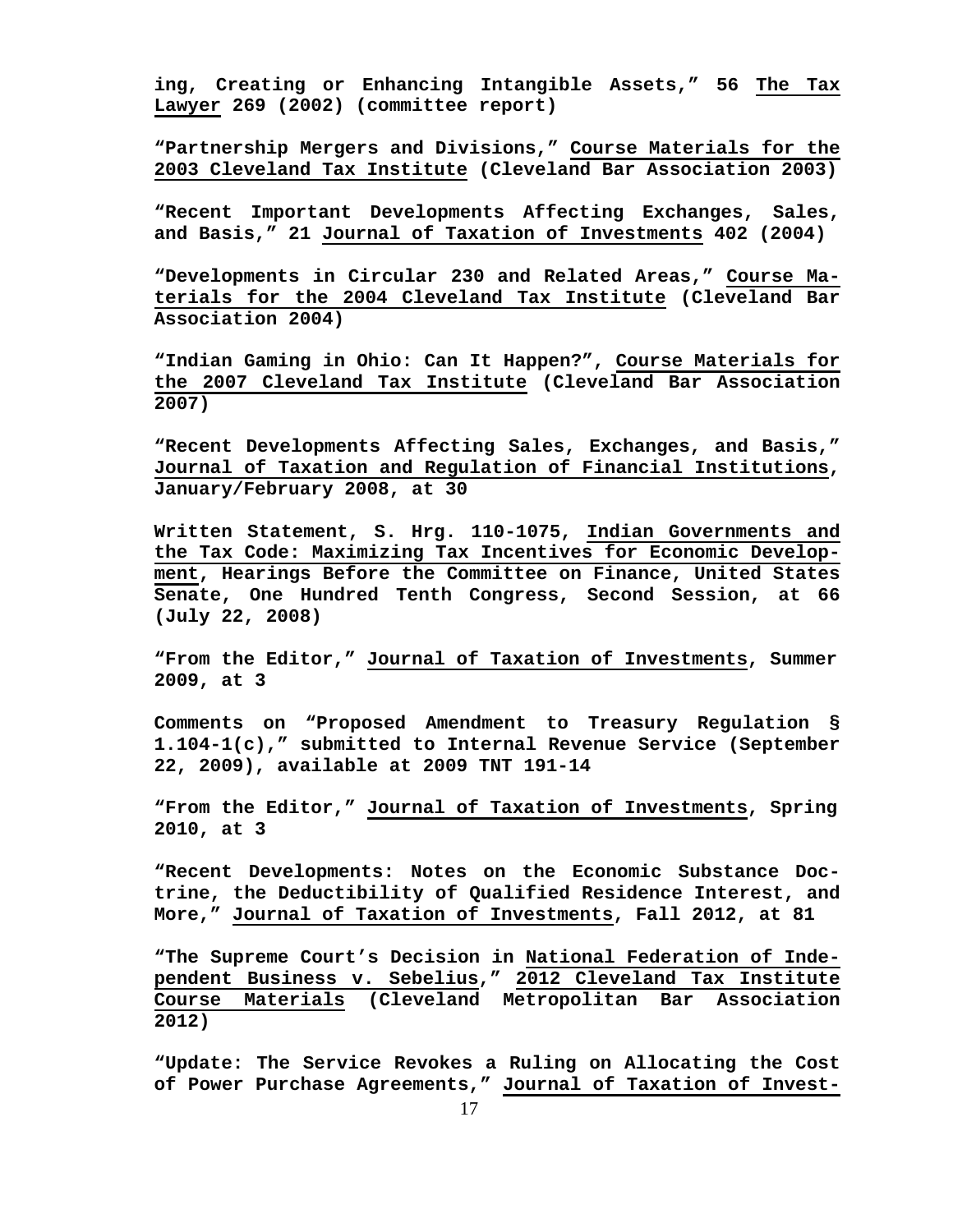**ing, Creating or Enhancing Intangible Assets," 56 The Tax Lawyer 269 (2002) (committee report)**

**"Partnership Mergers and Divisions," Course Materials for the 2003 Cleveland Tax Institute (Cleveland Bar Association 2003)**

**"Recent Important Developments Affecting Exchanges, Sales, and Basis," 21 Journal of Taxation of Investments 402 (2004)**

**"Developments in Circular 230 and Related Areas," Course Materials for the 2004 Cleveland Tax Institute (Cleveland Bar Association 2004)**

**"Indian Gaming in Ohio: Can It Happen?", Course Materials for the 2007 Cleveland Tax Institute (Cleveland Bar Association 2007)**

**"Recent Developments Affecting Sales, Exchanges, and Basis," Journal of Taxation and Regulation of Financial Institutions, January/February 2008, at 30**

**Written Statement, S. Hrg. 110-1075, Indian Governments and the Tax Code: Maximizing Tax Incentives for Economic Development, Hearings Before the Committee on Finance, United States Senate, One Hundred Tenth Congress, Second Session, at 66 (July 22, 2008)**

**"From the Editor," Journal of Taxation of Investments, Summer 2009, at 3**

**Comments on "Proposed Amendment to Treasury Regulation § 1.104-1(c)," submitted to Internal Revenue Service (September 22, 2009), available at 2009 TNT 191-14**

**"From the Editor," Journal of Taxation of Investments, Spring 2010, at 3**

**"Recent Developments: Notes on the Economic Substance Doctrine, the Deductibility of Qualified Residence Interest, and More," Journal of Taxation of Investments, Fall 2012, at 81**

**"The Supreme Court's Decision in National Federation of Independent Business v. Sebelius," 2012 Cleveland Tax Institute Course Materials (Cleveland Metropolitan Bar Association 2012)**

**"Update: The Service Revokes a Ruling on Allocating the Cost of Power Purchase Agreements," Journal of Taxation of Invest-**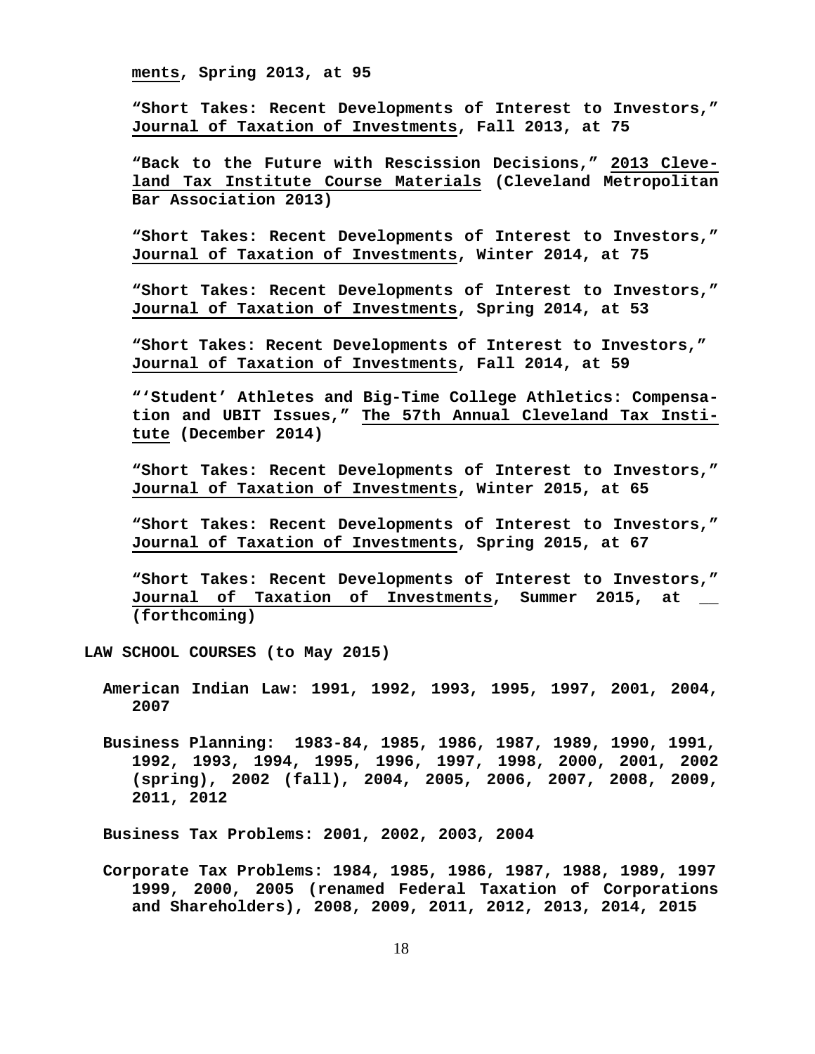**ments, Spring 2013, at 95**

**"Short Takes: Recent Developments of Interest to Investors," Journal of Taxation of Investments, Fall 2013, at 75**

**"Back to the Future with Rescission Decisions," 2013 Cleveland Tax Institute Course Materials (Cleveland Metropolitan Bar Association 2013)**

**"Short Takes: Recent Developments of Interest to Investors," Journal of Taxation of Investments, Winter 2014, at 75**

**"Short Takes: Recent Developments of Interest to Investors," Journal of Taxation of Investments, Spring 2014, at 53**

**"Short Takes: Recent Developments of Interest to Investors," Journal of Taxation of Investments, Fall 2014, at 59**

**"'Student' Athletes and Big-Time College Athletics: Compensation and UBIT Issues," The 57th Annual Cleveland Tax Institute (December 2014)**

**"Short Takes: Recent Developments of Interest to Investors," Journal of Taxation of Investments, Winter 2015, at 65**

**"Short Takes: Recent Developments of Interest to Investors," Journal of Taxation of Investments, Spring 2015, at 67**

**"Short Takes: Recent Developments of Interest to Investors," Journal of Taxation of Investments, Summer 2015, at __ (forthcoming)**

**LAW SCHOOL COURSES (to May 2015)**

**American Indian Law: 1991, 1992, 1993, 1995, 1997, 2001, 2004, 2007**

**Business Planning: 1983-84, 1985, 1986, 1987, 1989, 1990, 1991, 1992, 1993, 1994, 1995, 1996, 1997, 1998, 2000, 2001, 2002 (spring), 2002 (fall), 2004, 2005, 2006, 2007, 2008, 2009, 2011, 2012**

**Business Tax Problems: 2001, 2002, 2003, 2004**

**Corporate Tax Problems: 1984, 1985, 1986, 1987, 1988, 1989, 1997 1999, 2000, 2005 (renamed Federal Taxation of Corporations and Shareholders), 2008, 2009, 2011, 2012, 2013, 2014, 2015**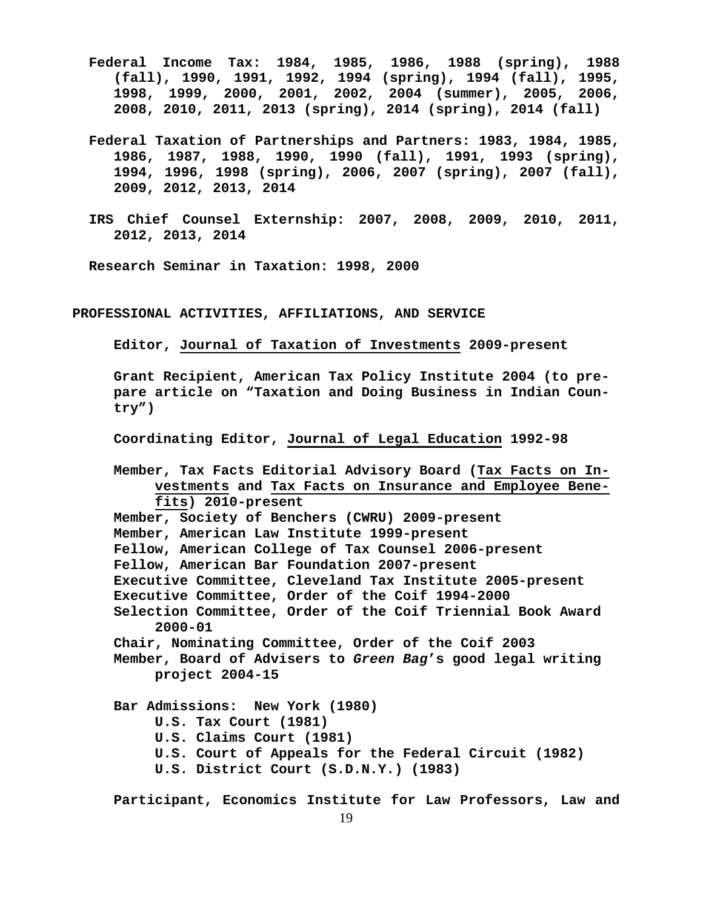**Federal Income Tax: 1984, 1985, 1986, 1988 (spring), 1988 (fall), 1990, 1991, 1992, 1994 (spring), 1994 (fall), 1995, 1998, 1999, 2000, 2001, 2002, 2004 (summer), 2005, 2006, 2008, 2010, 2011, 2013 (spring), 2014 (spring), 2014 (fall)**

**Federal Taxation of Partnerships and Partners: 1983, 1984, 1985, 1986, 1987, 1988, 1990, 1990 (fall), 1991, 1993 (spring), 1994, 1996, 1998 (spring), 2006, 2007 (spring), 2007 (fall), 2009, 2012, 2013, 2014**

**IRS Chief Counsel Externship: 2007, 2008, 2009, 2010, 2011, 2012, 2013, 2014**

**Research Seminar in Taxation: 1998, 2000**

## PROFESSIONAL ACTIVITIES, AFFILIATIONS, AND SERVICE

**Editor, <u>Journal of Taxation of Investments</u> 2009-present**

**Grant Recipient, American Tax Policy Institute 2004 (to prepare article on "Taxation and Doing Business in Indian Country")**

**Coordinating Editor, <u>Journal of Legal Education</u> 1992-98**

**Member, Tax Facts Editorial Advisory Board (<u>Tax Facts on Investments</u> and <u>Tax Facts on Insurance and Employee Benefits</u>) 2010-present**
**Member, Society of Benchers (CWRU) 2009-present**
**Member, American Law Institute 1999-present**
**Fellow, American College of Tax Counsel 2006-present**
**Fellow, American Bar Foundation 2007-present**
**Executive Committee, Cleveland Tax Institute 2005-present**
**Executive Committee, Order of the Coif 1994-2000**
**Selection Committee, Order of the Coif Triennial Book Award 2000-01**
**Chair, Nominating Committee, Order of the Coif 2003**
**Member, Board of Advisers to *Green Bag*'s good legal writing project 2004-15**

**Bar Admissions: New York (1980)**
**U.S. Tax Court (1981)**
**U.S. Claims Court (1981)**
**U.S. Court of Appeals for the Federal Circuit (1982)**
**U.S. District Court (S.D.N.Y.) (1983)**

**Participant, Economics Institute for Law Professors, Law and**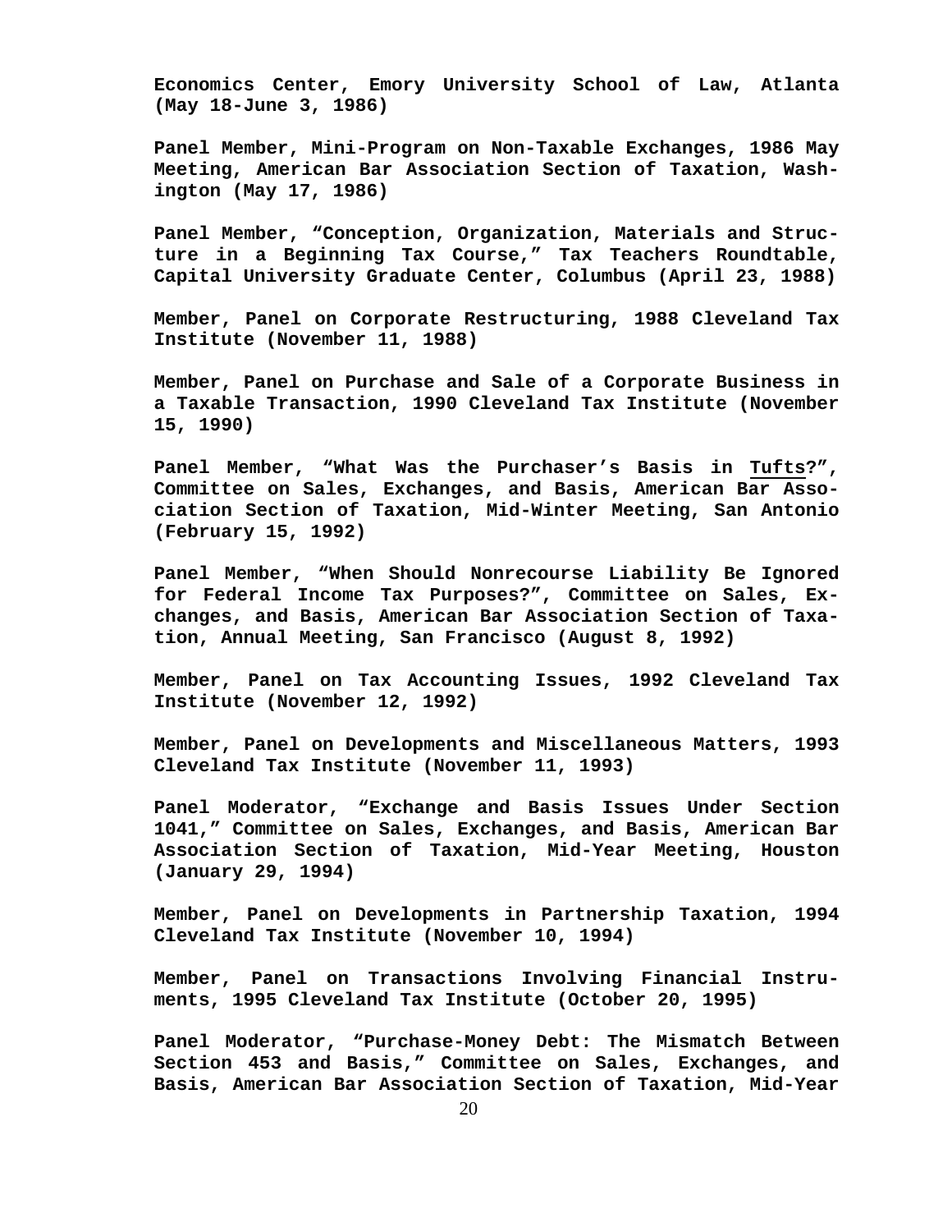**Economics Center, Emory University School of Law, Atlanta (May 18-June 3, 1986)**

**Panel Member, Mini-Program on Non-Taxable Exchanges, 1986 May Meeting, American Bar Association Section of Taxation, Washington (May 17, 1986)**

**Panel Member, "Conception, Organization, Materials and Structure in a Beginning Tax Course," Tax Teachers Roundtable, Capital University Graduate Center, Columbus (April 23, 1988)**

**Member, Panel on Corporate Restructuring, 1988 Cleveland Tax Institute (November 11, 1988)**

**Member, Panel on Purchase and Sale of a Corporate Business in a Taxable Transaction, 1990 Cleveland Tax Institute (November 15, 1990)**

**Panel Member, "What Was the Purchaser's Basis in <u>Tufts</u>?", Committee on Sales, Exchanges, and Basis, American Bar Association Section of Taxation, Mid-Winter Meeting, San Antonio (February 15, 1992)**

**Panel Member, "When Should Nonrecourse Liability Be Ignored for Federal Income Tax Purposes?", Committee on Sales, Exchanges, and Basis, American Bar Association Section of Taxation, Annual Meeting, San Francisco (August 8, 1992)**

**Member, Panel on Tax Accounting Issues, 1992 Cleveland Tax Institute (November 12, 1992)**

**Member, Panel on Developments and Miscellaneous Matters, 1993 Cleveland Tax Institute (November 11, 1993)**

**Panel Moderator, "Exchange and Basis Issues Under Section 1041," Committee on Sales, Exchanges, and Basis, American Bar Association Section of Taxation, Mid-Year Meeting, Houston (January 29, 1994)**

**Member, Panel on Developments in Partnership Taxation, 1994 Cleveland Tax Institute (November 10, 1994)**

**Member, Panel on Transactions Involving Financial Instruments, 1995 Cleveland Tax Institute (October 20, 1995)**

**Panel Moderator, "Purchase-Money Debt: The Mismatch Between Section 453 and Basis," Committee on Sales, Exchanges, and Basis, American Bar Association Section of Taxation, Mid-Year**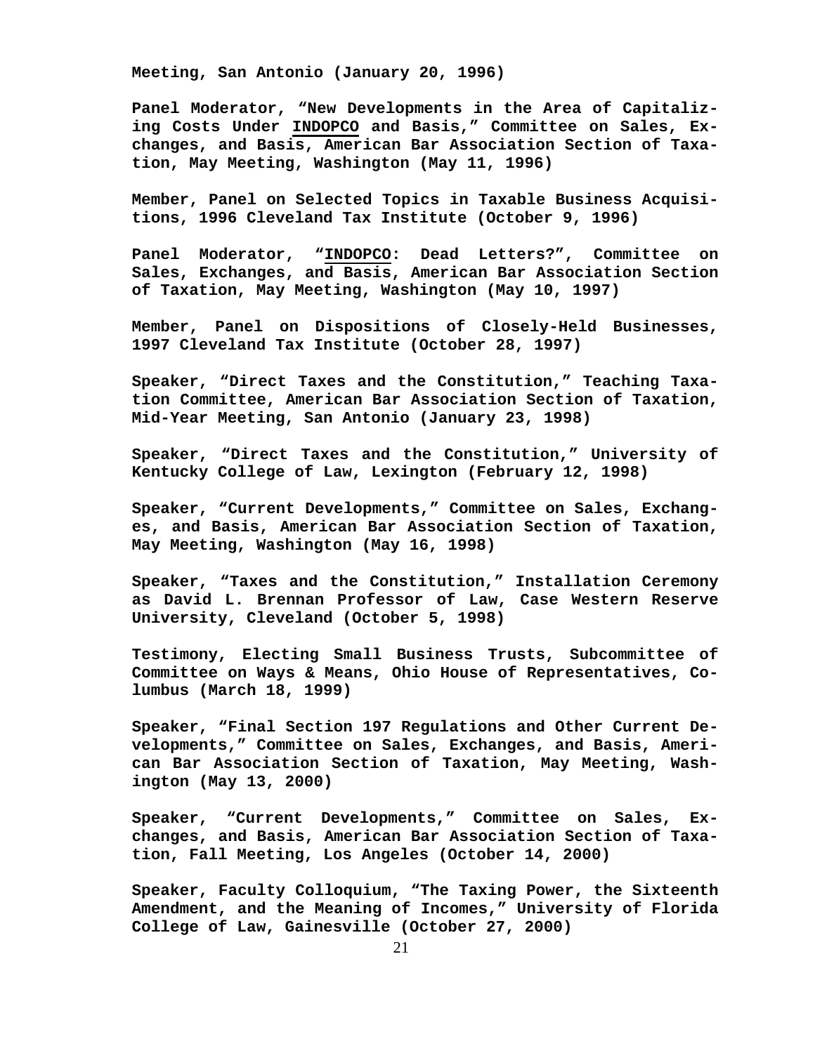**Meeting, San Antonio (January 20, 1996)**

**Panel Moderator, "New Developments in the Area of Capitalizing Costs Under <u>INDOPCO</u> and Basis," Committee on Sales, Exchanges, and Basis, American Bar Association Section of Taxation, May Meeting, Washington (May 11, 1996)**

**Member, Panel on Selected Topics in Taxable Business Acquisitions, 1996 Cleveland Tax Institute (October 9, 1996)**

**Panel Moderator, "<u>INDOPCO</u>: Dead Letters?", Committee on Sales, Exchanges, and Basis, American Bar Association Section of Taxation, May Meeting, Washington (May 10, 1997)**

**Member, Panel on Dispositions of Closely-Held Businesses, 1997 Cleveland Tax Institute (October 28, 1997)**

**Speaker, "Direct Taxes and the Constitution," Teaching Taxation Committee, American Bar Association Section of Taxation, Mid-Year Meeting, San Antonio (January 23, 1998)**

**Speaker, "Direct Taxes and the Constitution," University of Kentucky College of Law, Lexington (February 12, 1998)**

**Speaker, "Current Developments," Committee on Sales, Exchanges, and Basis, American Bar Association Section of Taxation, May Meeting, Washington (May 16, 1998)**

**Speaker, "Taxes and the Constitution," Installation Ceremony as David L. Brennan Professor of Law, Case Western Reserve University, Cleveland (October 5, 1998)**

**Testimony, Electing Small Business Trusts, Subcommittee of Committee on Ways & Means, Ohio House of Representatives, Columbus (March 18, 1999)**

**Speaker, "Final Section 197 Regulations and Other Current Developments," Committee on Sales, Exchanges, and Basis, American Bar Association Section of Taxation, May Meeting, Washington (May 13, 2000)**

**Speaker, "Current Developments," Committee on Sales, Exchanges, and Basis, American Bar Association Section of Taxation, Fall Meeting, Los Angeles (October 14, 2000)**

**Speaker, Faculty Colloquium, "The Taxing Power, the Sixteenth Amendment, and the Meaning of Incomes," University of Florida College of Law, Gainesville (October 27, 2000)**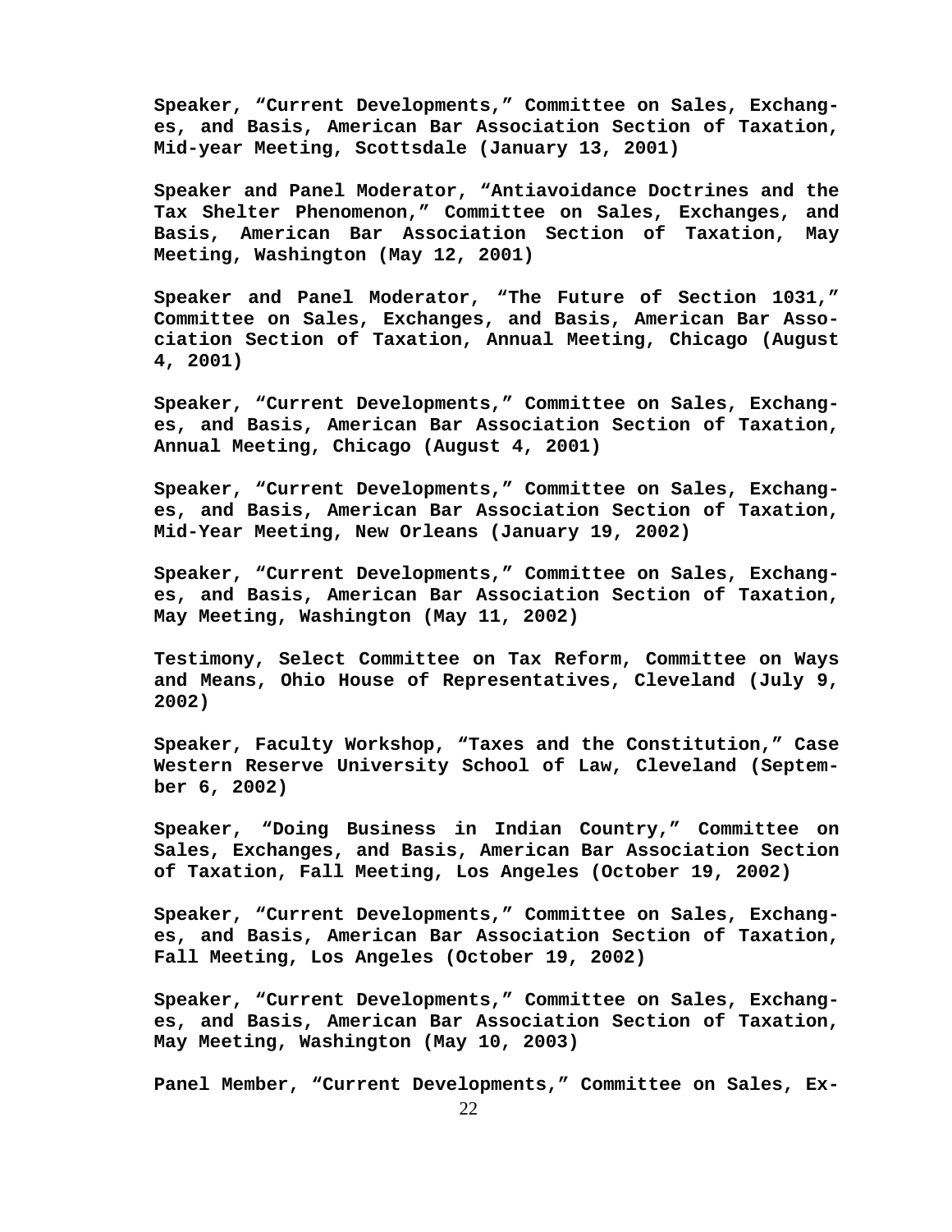**Speaker, "Current Developments," Committee on Sales, Exchanges, and Basis, American Bar Association Section of Taxation, Mid-year Meeting, Scottsdale (January 13, 2001)**

**Speaker and Panel Moderator, "Antiavoidance Doctrines and the Tax Shelter Phenomenon," Committee on Sales, Exchanges, and Basis, American Bar Association Section of Taxation, May Meeting, Washington (May 12, 2001)**

**Speaker and Panel Moderator, "The Future of Section 1031," Committee on Sales, Exchanges, and Basis, American Bar Association Section of Taxation, Annual Meeting, Chicago (August 4, 2001)**

**Speaker, "Current Developments," Committee on Sales, Exchanges, and Basis, American Bar Association Section of Taxation, Annual Meeting, Chicago (August 4, 2001)**

**Speaker, "Current Developments," Committee on Sales, Exchanges, and Basis, American Bar Association Section of Taxation, Mid-Year Meeting, New Orleans (January 19, 2002)**

**Speaker, "Current Developments," Committee on Sales, Exchanges, and Basis, American Bar Association Section of Taxation, May Meeting, Washington (May 11, 2002)**

**Testimony, Select Committee on Tax Reform, Committee on Ways and Means, Ohio House of Representatives, Cleveland (July 9, 2002)**

**Speaker, Faculty Workshop, "Taxes and the Constitution," Case Western Reserve University School of Law, Cleveland (September 6, 2002)**

**Speaker, "Doing Business in Indian Country," Committee on Sales, Exchanges, and Basis, American Bar Association Section of Taxation, Fall Meeting, Los Angeles (October 19, 2002)**

**Speaker, "Current Developments," Committee on Sales, Exchanges, and Basis, American Bar Association Section of Taxation, Fall Meeting, Los Angeles (October 19, 2002)**

**Speaker, "Current Developments," Committee on Sales, Exchanges, and Basis, American Bar Association Section of Taxation, May Meeting, Washington (May 10, 2003)**

**Panel Member, "Current Developments," Committee on Sales, Ex-**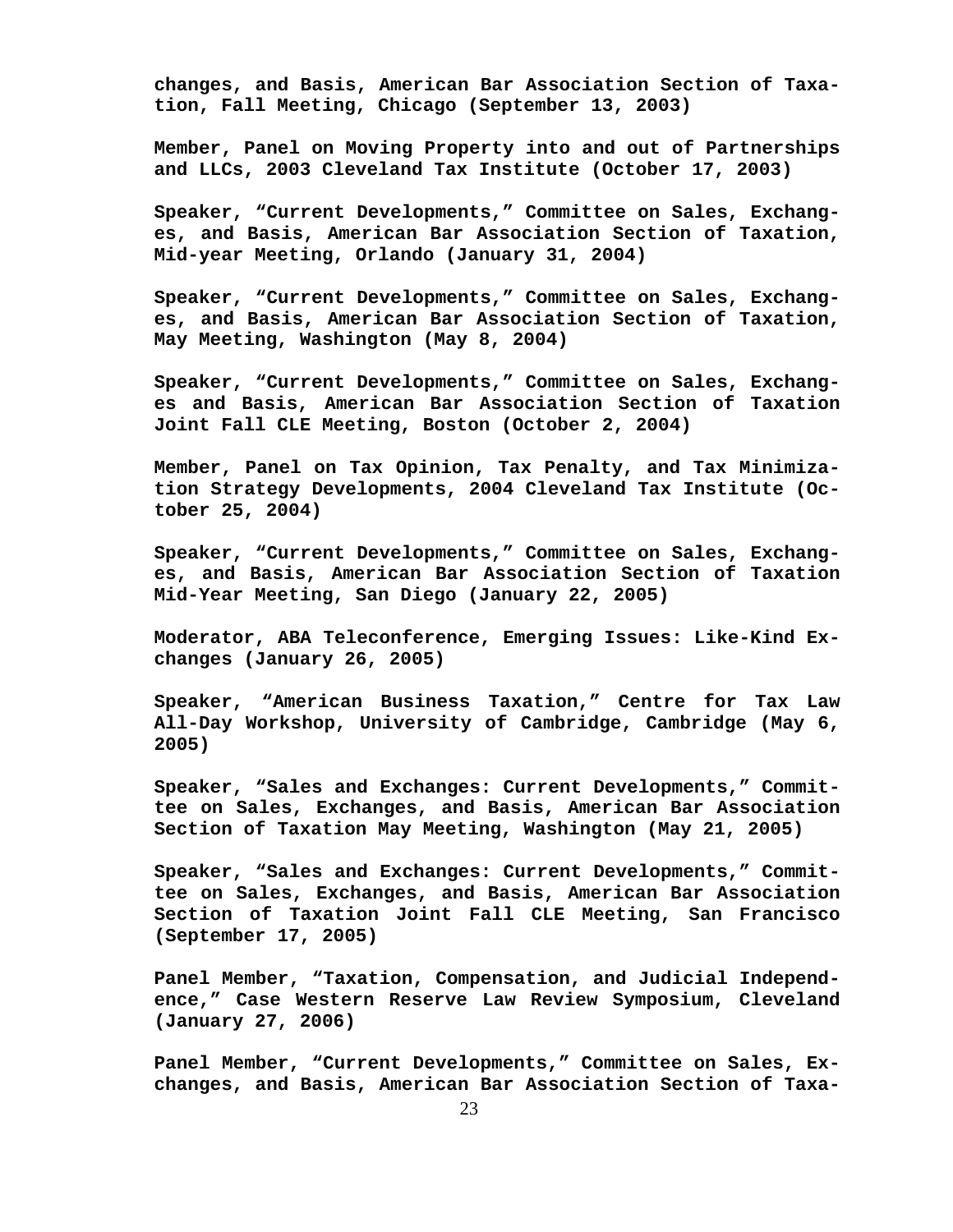**changes, and Basis, American Bar Association Section of Taxation, Fall Meeting, Chicago (September 13, 2003)**

**Member, Panel on Moving Property into and out of Partnerships and LLCs, 2003 Cleveland Tax Institute (October 17, 2003)**

**Speaker, "Current Developments," Committee on Sales, Exchanges, and Basis, American Bar Association Section of Taxation, Mid-year Meeting, Orlando (January 31, 2004)**

**Speaker, "Current Developments," Committee on Sales, Exchanges, and Basis, American Bar Association Section of Taxation, May Meeting, Washington (May 8, 2004)**

**Speaker, "Current Developments," Committee on Sales, Exchanges and Basis, American Bar Association Section of Taxation Joint Fall CLE Meeting, Boston (October 2, 2004)**

**Member, Panel on Tax Opinion, Tax Penalty, and Tax Minimization Strategy Developments, 2004 Cleveland Tax Institute (October 25, 2004)**

**Speaker, "Current Developments," Committee on Sales, Exchanges, and Basis, American Bar Association Section of Taxation Mid-Year Meeting, San Diego (January 22, 2005)**

**Moderator, ABA Teleconference, Emerging Issues: Like-Kind Exchanges (January 26, 2005)**

**Speaker, "American Business Taxation," Centre for Tax Law All-Day Workshop, University of Cambridge, Cambridge (May 6, 2005)**

**Speaker, "Sales and Exchanges: Current Developments," Committee on Sales, Exchanges, and Basis, American Bar Association Section of Taxation May Meeting, Washington (May 21, 2005)**

**Speaker, "Sales and Exchanges: Current Developments," Committee on Sales, Exchanges, and Basis, American Bar Association Section of Taxation Joint Fall CLE Meeting, San Francisco (September 17, 2005)**

**Panel Member, "Taxation, Compensation, and Judicial Independence," Case Western Reserve Law Review Symposium, Cleveland (January 27, 2006)**

**Panel Member, "Current Developments," Committee on Sales, Exchanges, and Basis, American Bar Association Section of Taxa-**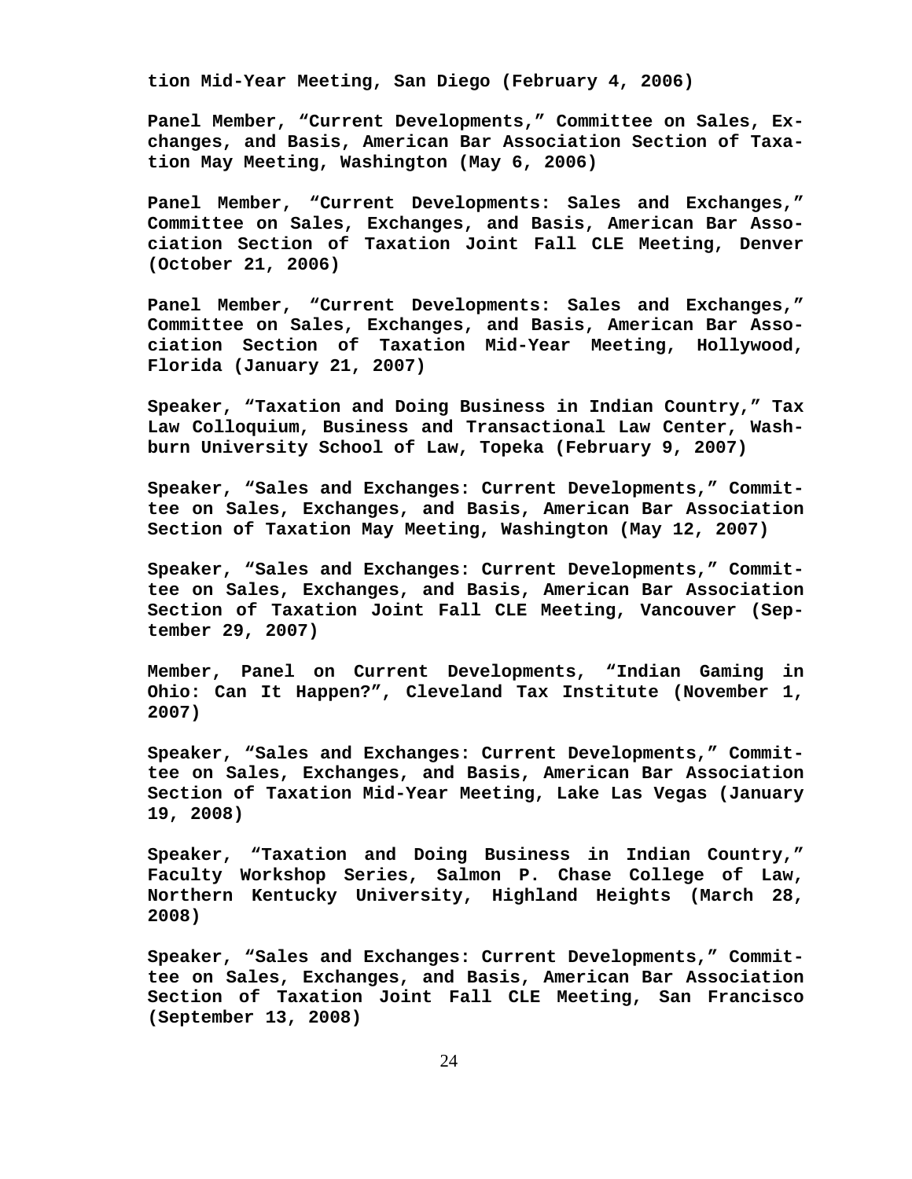**tion Mid-Year Meeting, San Diego (February 4, 2006)**

**Panel Member, "Current Developments," Committee on Sales, Exchanges, and Basis, American Bar Association Section of Taxation May Meeting, Washington (May 6, 2006)**

**Panel Member, "Current Developments: Sales and Exchanges," Committee on Sales, Exchanges, and Basis, American Bar Association Section of Taxation Joint Fall CLE Meeting, Denver (October 21, 2006)**

**Panel Member, "Current Developments: Sales and Exchanges," Committee on Sales, Exchanges, and Basis, American Bar Association Section of Taxation Mid-Year Meeting, Hollywood, Florida (January 21, 2007)**

**Speaker, "Taxation and Doing Business in Indian Country," Tax Law Colloquium, Business and Transactional Law Center, Washburn University School of Law, Topeka (February 9, 2007)**

**Speaker, "Sales and Exchanges: Current Developments," Committee on Sales, Exchanges, and Basis, American Bar Association Section of Taxation May Meeting, Washington (May 12, 2007)**

**Speaker, "Sales and Exchanges: Current Developments," Committee on Sales, Exchanges, and Basis, American Bar Association Section of Taxation Joint Fall CLE Meeting, Vancouver (September 29, 2007)**

**Member, Panel on Current Developments, "Indian Gaming in Ohio: Can It Happen?", Cleveland Tax Institute (November 1, 2007)**

**Speaker, "Sales and Exchanges: Current Developments," Committee on Sales, Exchanges, and Basis, American Bar Association Section of Taxation Mid-Year Meeting, Lake Las Vegas (January 19, 2008)**

**Speaker, "Taxation and Doing Business in Indian Country," Faculty Workshop Series, Salmon P. Chase College of Law, Northern Kentucky University, Highland Heights (March 28, 2008)**

**Speaker, "Sales and Exchanges: Current Developments," Committee on Sales, Exchanges, and Basis, American Bar Association Section of Taxation Joint Fall CLE Meeting, San Francisco (September 13, 2008)**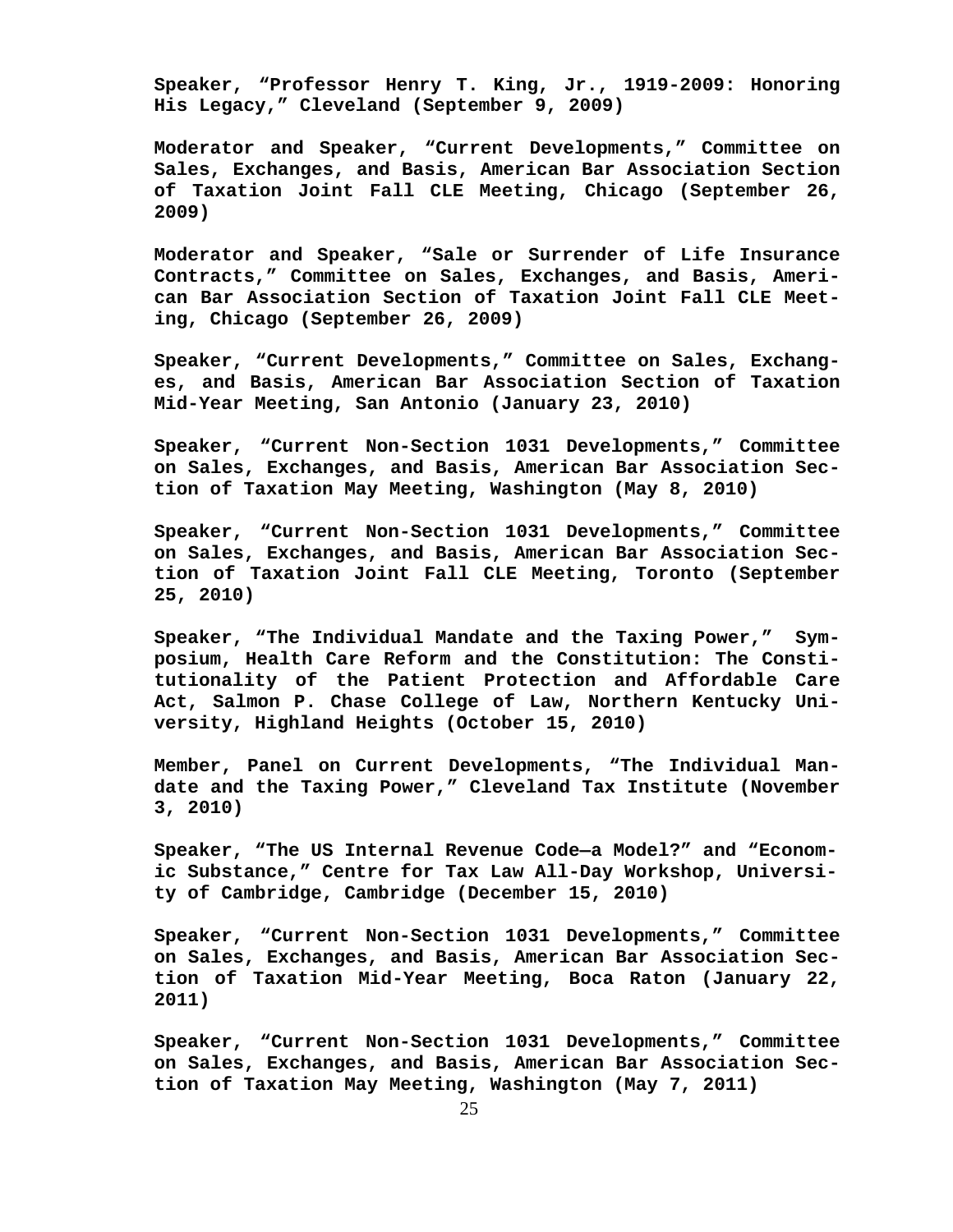**Speaker, "Professor Henry T. King, Jr., 1919-2009: Honoring His Legacy," Cleveland (September 9, 2009)**

**Moderator and Speaker, "Current Developments," Committee on Sales, Exchanges, and Basis, American Bar Association Section of Taxation Joint Fall CLE Meeting, Chicago (September 26, 2009)**

**Moderator and Speaker, "Sale or Surrender of Life Insurance Contracts," Committee on Sales, Exchanges, and Basis, American Bar Association Section of Taxation Joint Fall CLE Meeting, Chicago (September 26, 2009)**

**Speaker, "Current Developments," Committee on Sales, Exchanges, and Basis, American Bar Association Section of Taxation Mid-Year Meeting, San Antonio (January 23, 2010)**

**Speaker, "Current Non-Section 1031 Developments," Committee on Sales, Exchanges, and Basis, American Bar Association Section of Taxation May Meeting, Washington (May 8, 2010)**

**Speaker, "Current Non-Section 1031 Developments," Committee on Sales, Exchanges, and Basis, American Bar Association Section of Taxation Joint Fall CLE Meeting, Toronto (September 25, 2010)**

**Speaker, "The Individual Mandate and the Taxing Power," Symposium, Health Care Reform and the Constitution: The Constitutionality of the Patient Protection and Affordable Care Act, Salmon P. Chase College of Law, Northern Kentucky University, Highland Heights (October 15, 2010)**

**Member, Panel on Current Developments, "The Individual Mandate and the Taxing Power," Cleveland Tax Institute (November 3, 2010)**

**Speaker, "The US Internal Revenue Code—a Model?" and "Economic Substance," Centre for Tax Law All-Day Workshop, University of Cambridge, Cambridge (December 15, 2010)**

**Speaker, "Current Non-Section 1031 Developments," Committee on Sales, Exchanges, and Basis, American Bar Association Section of Taxation Mid-Year Meeting, Boca Raton (January 22, 2011)**

**Speaker, "Current Non-Section 1031 Developments," Committee on Sales, Exchanges, and Basis, American Bar Association Section of Taxation May Meeting, Washington (May 7, 2011)**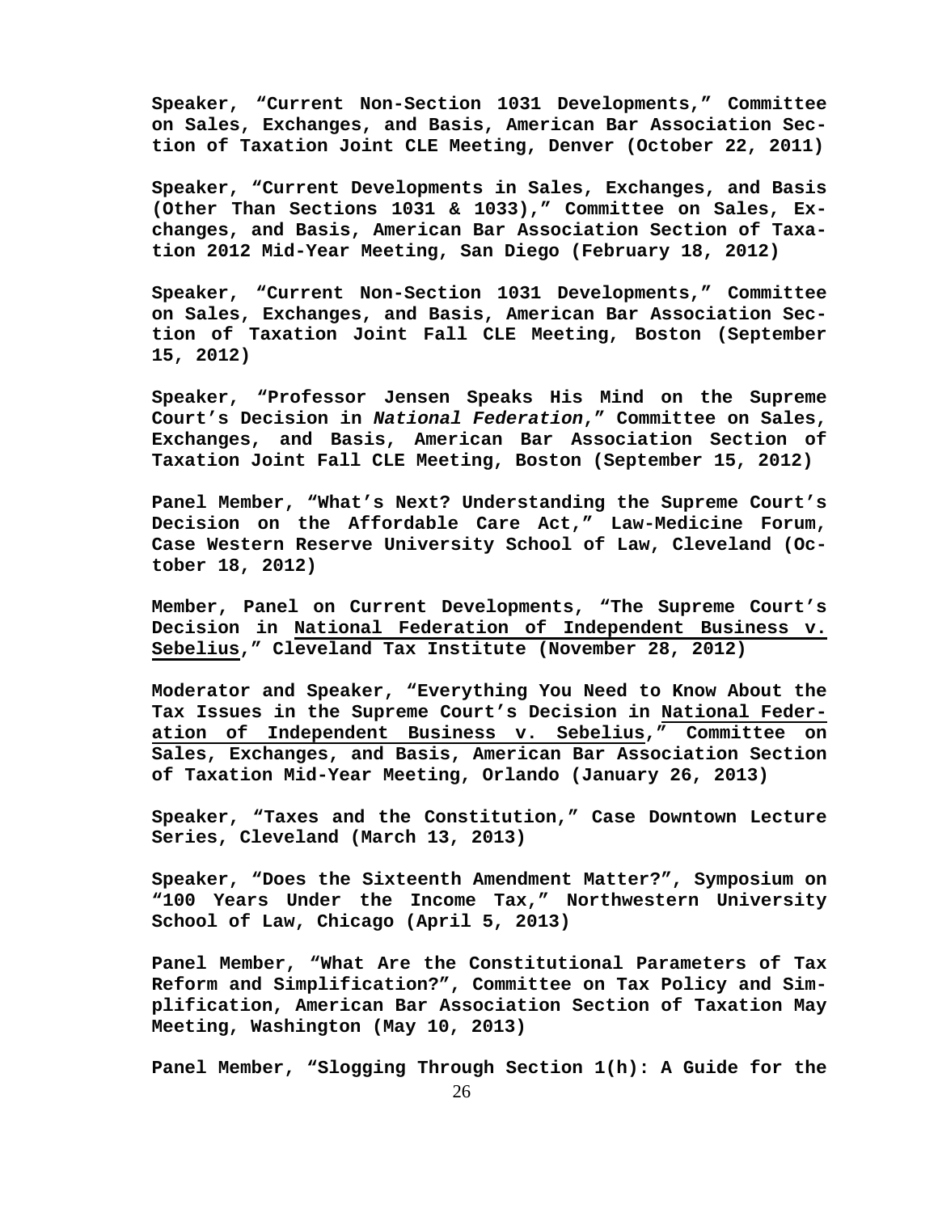**Speaker, “Current Non-Section 1031 Developments,” Committee on Sales, Exchanges, and Basis, American Bar Association Section of Taxation Joint CLE Meeting, Denver (October 22, 2011)**

**Speaker, “Current Developments in Sales, Exchanges, and Basis (Other Than Sections 1031 & 1033),” Committee on Sales, Exchanges, and Basis, American Bar Association Section of Taxation 2012 Mid-Year Meeting, San Diego (February 18, 2012)**

**Speaker, “Current Non-Section 1031 Developments,” Committee on Sales, Exchanges, and Basis, American Bar Association Section of Taxation Joint Fall CLE Meeting, Boston (September 15, 2012)**

**Speaker, “Professor Jensen Speaks His Mind on the Supreme Court’s Decision in *National Federation*,” Committee on Sales, Exchanges, and Basis, American Bar Association Section of Taxation Joint Fall CLE Meeting, Boston (September 15, 2012)**

**Panel Member, “What’s Next? Understanding the Supreme Court’s Decision on the Affordable Care Act,” Law-Medicine Forum, Case Western Reserve University School of Law, Cleveland (October 18, 2012)**

**Member, Panel on Current Developments, “The Supreme Court’s Decision in <u>National Federation of Independent Business v. Sebelius</u>,” Cleveland Tax Institute (November 28, 2012)**

**Moderator and Speaker, “Everything You Need to Know About the Tax Issues in the Supreme Court’s Decision in <u>National Federation of Independent Business v. Sebelius</u>,” Committee on Sales, Exchanges, and Basis, American Bar Association Section of Taxation Mid-Year Meeting, Orlando (January 26, 2013)**

**Speaker, “Taxes and the Constitution,” Case Downtown Lecture Series, Cleveland (March 13, 2013)**

**Speaker, “Does the Sixteenth Amendment Matter?”, Symposium on “100 Years Under the Income Tax,” Northwestern University School of Law, Chicago (April 5, 2013)**

**Panel Member, “What Are the Constitutional Parameters of Tax Reform and Simplification?”, Committee on Tax Policy and Simplification, American Bar Association Section of Taxation May Meeting, Washington (May 10, 2013)**

**Panel Member, “Slogging Through Section 1(h): A Guide for the**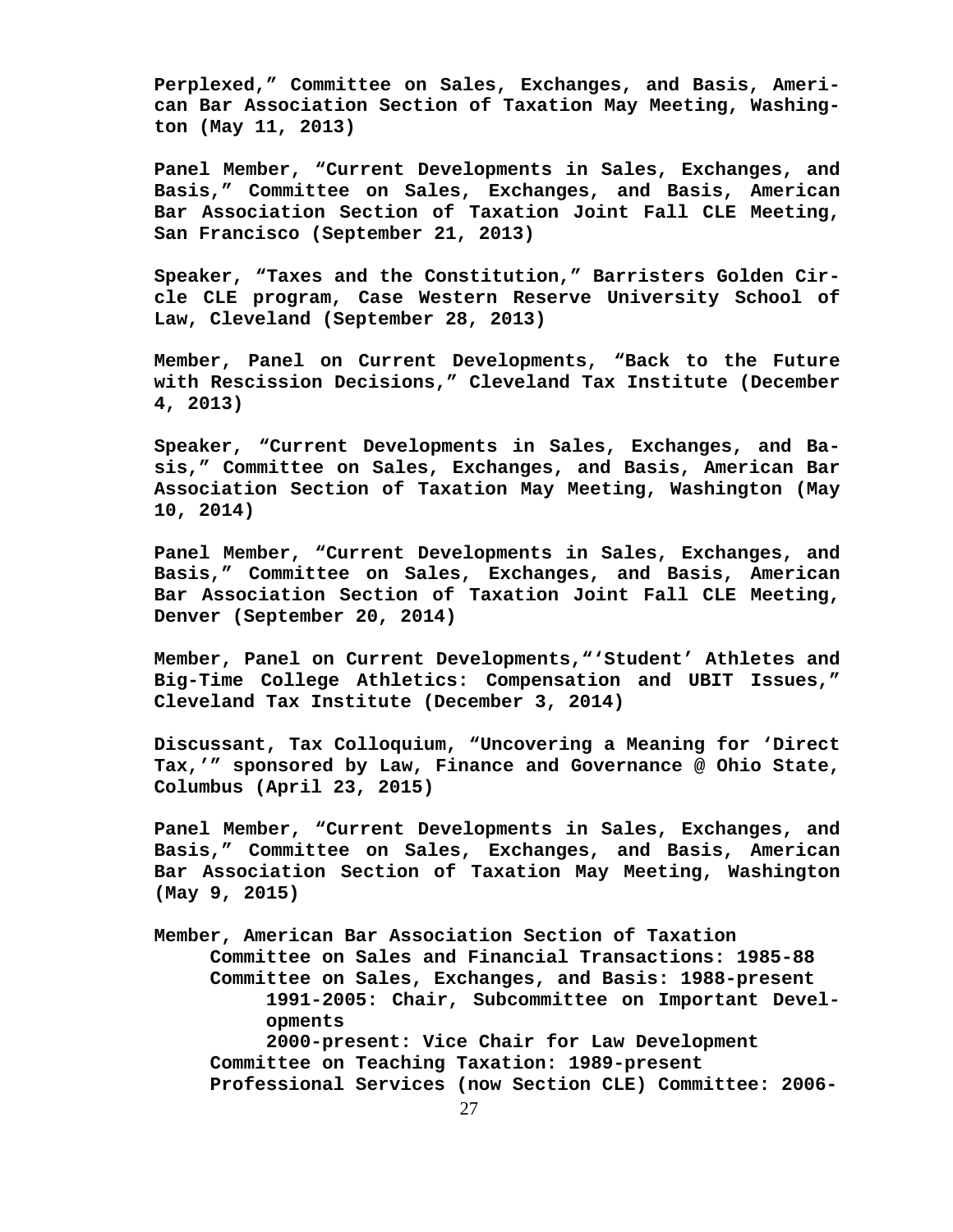**Perplexed," Committee on Sales, Exchanges, and Basis, American Bar Association Section of Taxation May Meeting, Washington (May 11, 2013)**

**Panel Member, "Current Developments in Sales, Exchanges, and Basis," Committee on Sales, Exchanges, and Basis, American Bar Association Section of Taxation Joint Fall CLE Meeting, San Francisco (September 21, 2013)**

**Speaker, "Taxes and the Constitution," Barristers Golden Circle CLE program, Case Western Reserve University School of Law, Cleveland (September 28, 2013)**

**Member, Panel on Current Developments, "Back to the Future with Rescission Decisions," Cleveland Tax Institute (December 4, 2013)**

**Speaker, "Current Developments in Sales, Exchanges, and Basis," Committee on Sales, Exchanges, and Basis, American Bar Association Section of Taxation May Meeting, Washington (May 10, 2014)**

**Panel Member, "Current Developments in Sales, Exchanges, and Basis," Committee on Sales, Exchanges, and Basis, American Bar Association Section of Taxation Joint Fall CLE Meeting, Denver (September 20, 2014)**

**Member, Panel on Current Developments,"'Student' Athletes and Big-Time College Athletics: Compensation and UBIT Issues," Cleveland Tax Institute (December 3, 2014)**

**Discussant, Tax Colloquium, "Uncovering a Meaning for 'Direct Tax,'" sponsored by Law, Finance and Governance @ Ohio State, Columbus (April 23, 2015)**

**Panel Member, "Current Developments in Sales, Exchanges, and Basis," Committee on Sales, Exchanges, and Basis, American Bar Association Section of Taxation May Meeting, Washington (May 9, 2015)**

**Member, American Bar Association Section of Taxation**
- **Committee on Sales and Financial Transactions: 1985-88**
- **Committee on Sales, Exchanges, and Basis: 1988-present**
  - **1991-2005: Chair, Subcommittee on Important Developments**
  - **2000-present: Vice Chair for Law Development**
- **Committee on Teaching Taxation: 1989-present**
- **Professional Services (now Section CLE) Committee: 2006-**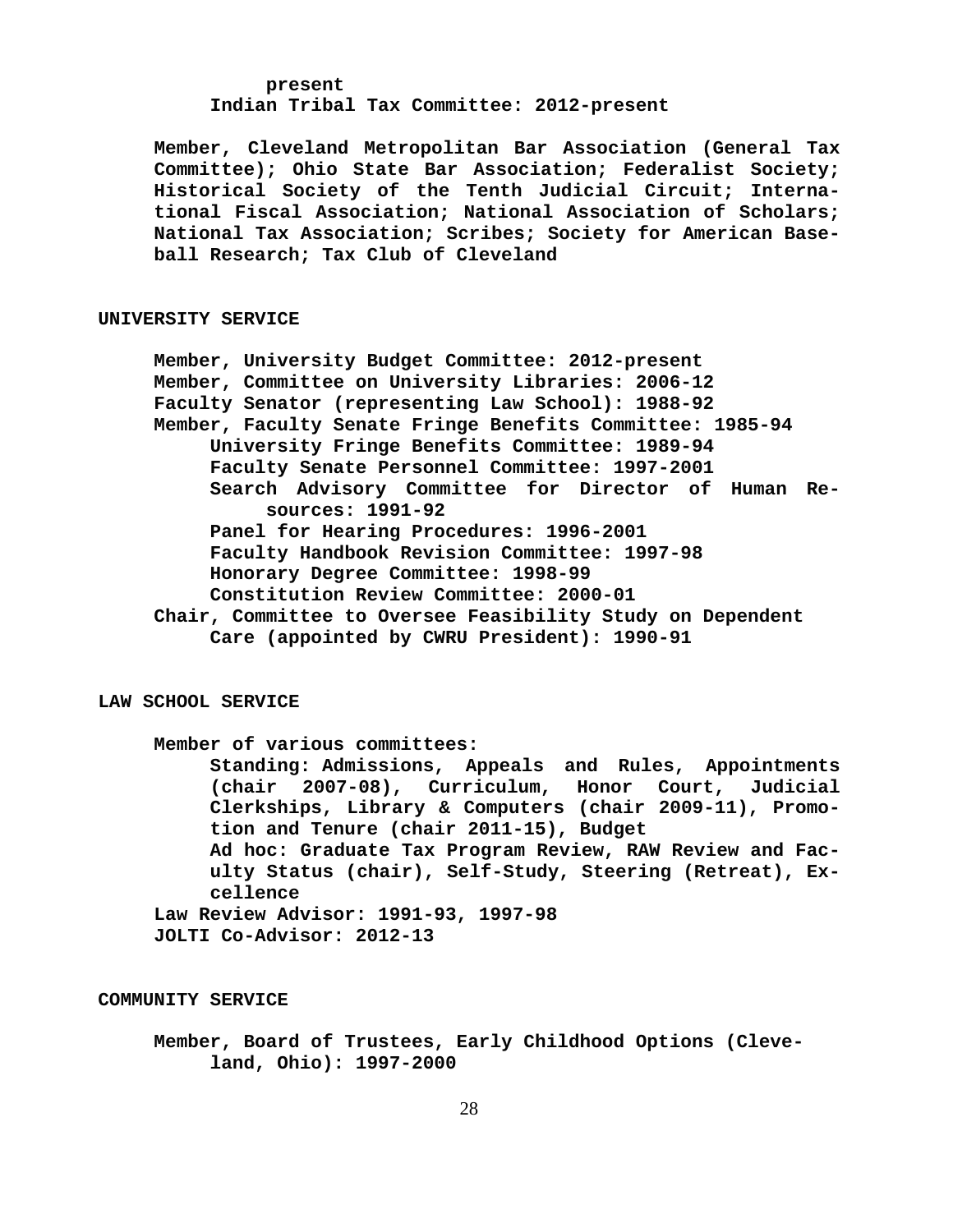present

Indian Tribal Tax Committee: 2012-present

Member, Cleveland Metropolitan Bar Association (General Tax Committee); Ohio State Bar Association; Federalist Society; Historical Society of the Tenth Judicial Circuit; International Fiscal Association; National Association of Scholars; National Tax Association; Scribes; Society for American Baseball Research; Tax Club of Cleveland

## UNIVERSITY SERVICE

Member, University Budget Committee: 2012-present
Member, Committee on University Libraries: 2006-12
Faculty Senator (representing Law School): 1988-92
Member, Faculty Senate Fringe Benefits Committee: 1985-94
- University Fringe Benefits Committee: 1989-94
- Faculty Senate Personnel Committee: 1997-2001
- Search Advisory Committee for Director of Human Resources: 1991-92
- Panel for Hearing Procedures: 1996-2001
- Faculty Handbook Revision Committee: 1997-98
- Honorary Degree Committee: 1998-99
- Constitution Review Committee: 2000-01

Chair, Committee to Oversee Feasibility Study on Dependent Care (appointed by CWRU President): 1990-91

## LAW SCHOOL SERVICE

Member of various committees:
- Standing: Admissions, Appeals and Rules, Appointments (chair 2007-08), Curriculum, Honor Court, Judicial Clerkships, Library & Computers (chair 2009-11), Promotion and Tenure (chair 2011-15), Budget
- Ad hoc: Graduate Tax Program Review, RAW Review and Faculty Status (chair), Self-Study, Steering (Retreat), Excellence

Law Review Advisor: 1991-93, 1997-98
JOLTI Co-Advisor: 2012-13

## COMMUNITY SERVICE

Member, Board of Trustees, Early Childhood Options (Cleveland, Ohio): 1997-2000